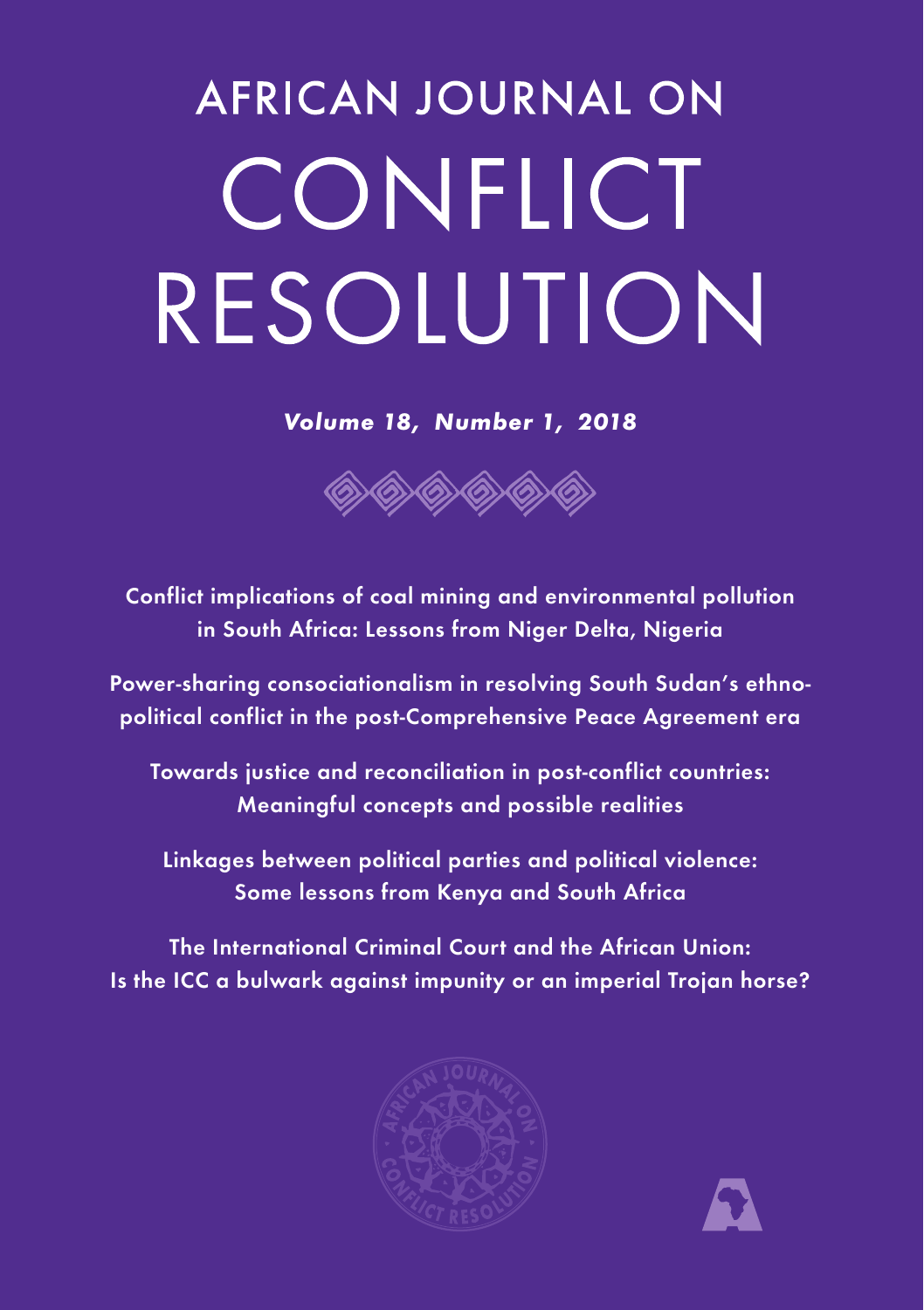# AFRICAN JOURNAL ON CONFLICT RESOLUTION

***Volume 18, Number 1, 2018***

**Conflict implications of coal mining and environmental pollution in South Africa: Lessons from Niger Delta, Nigeria**

**Power-sharing consociationalism in resolving South Sudan's ethno-political conflict in the post-Comprehensive Peace Agreement era**

**Towards justice and reconciliation in post-conflict countries: Meaningful concepts and possible realities**

**Linkages between political parties and political violence: Some lessons from Kenya and South Africa**

**The International Criminal Court and the African Union: Is the ICC a bulwark against impunity or an imperial Trojan horse?**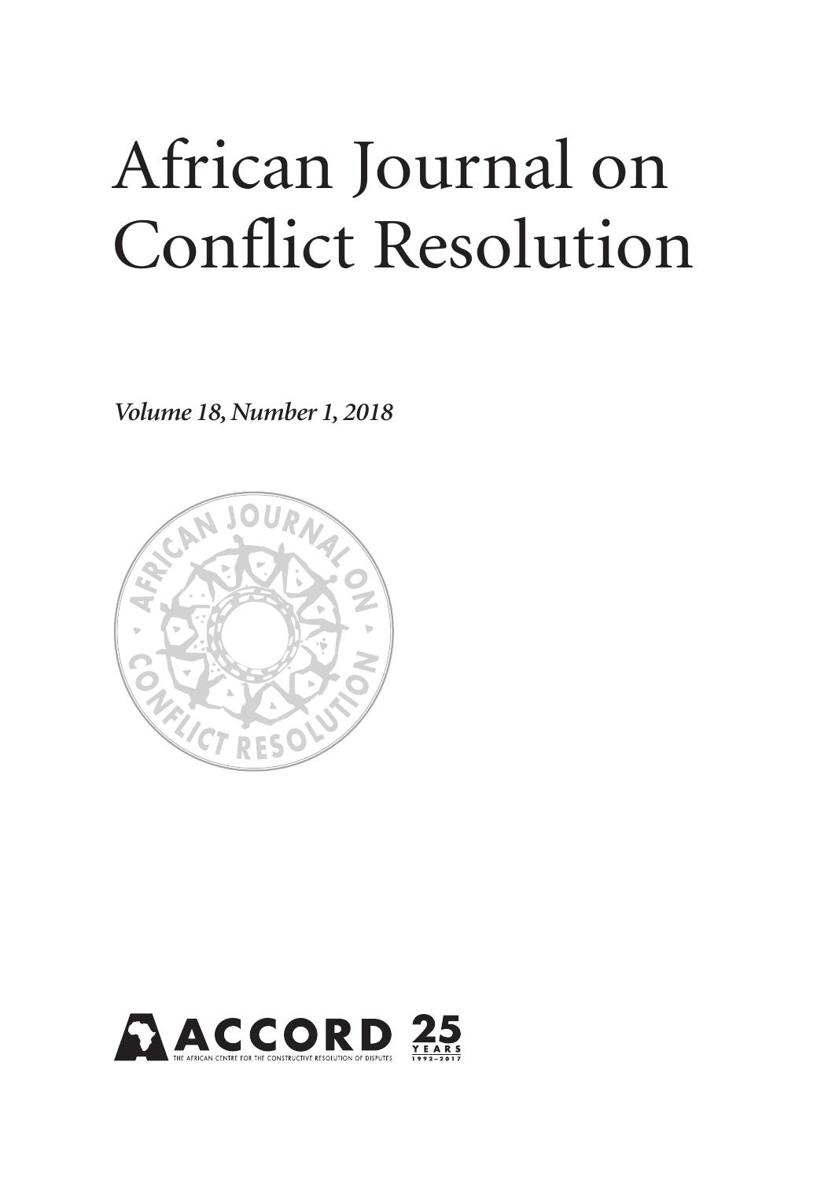# African Journal on Conflict Resolution

***Volume 18, Number 1, 2018***

ACCORD

THE AFRICAN CENTRE FOR THE CONSTRUCTIVE RESOLUTION OF DISPUTES

25 YEARS 1992–2017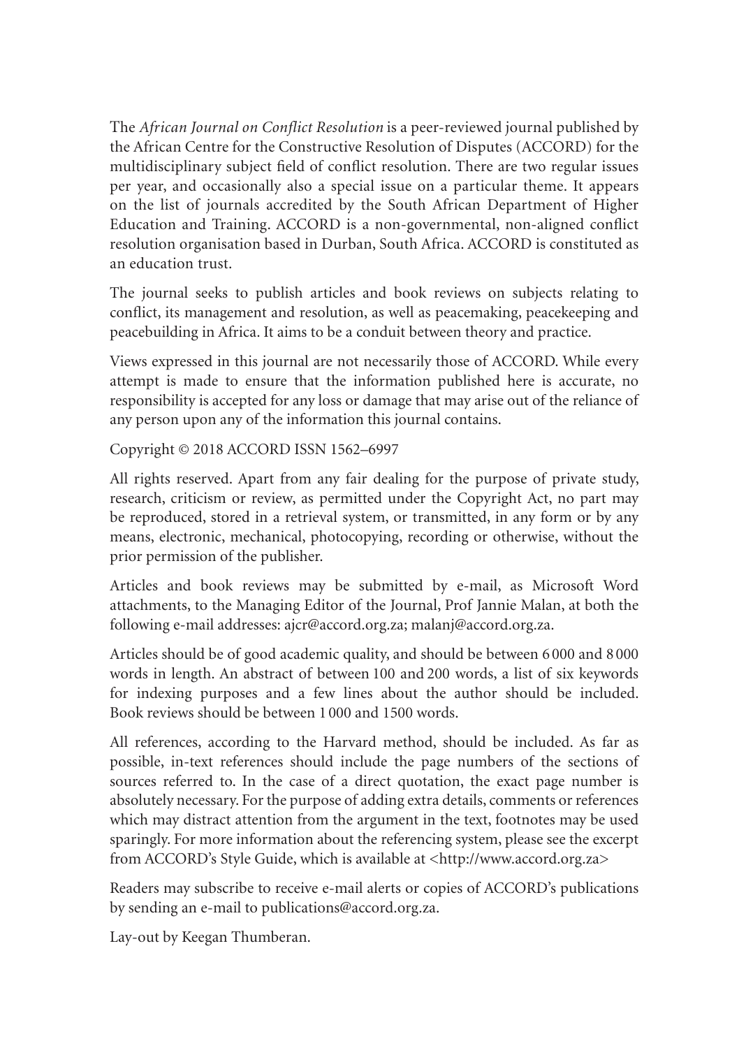The *African Journal on Conflict Resolution* is a peer-reviewed journal published by the African Centre for the Constructive Resolution of Disputes (ACCORD) for the multidisciplinary subject field of conflict resolution. There are two regular issues per year, and occasionally also a special issue on a particular theme. It appears on the list of journals accredited by the South African Department of Higher Education and Training. ACCORD is a non-governmental, non-aligned conflict resolution organisation based in Durban, South Africa. ACCORD is constituted as an education trust.

The journal seeks to publish articles and book reviews on subjects relating to conflict, its management and resolution, as well as peacemaking, peacekeeping and peacebuilding in Africa. It aims to be a conduit between theory and practice.

Views expressed in this journal are not necessarily those of ACCORD. While every attempt is made to ensure that the information published here is accurate, no responsibility is accepted for any loss or damage that may arise out of the reliance of any person upon any of the information this journal contains.

Copyright © 2018 ACCORD ISSN 1562–6997

All rights reserved. Apart from any fair dealing for the purpose of private study, research, criticism or review, as permitted under the Copyright Act, no part may be reproduced, stored in a retrieval system, or transmitted, in any form or by any means, electronic, mechanical, photocopying, recording or otherwise, without the prior permission of the publisher.

Articles and book reviews may be submitted by e-mail, as Microsoft Word attachments, to the Managing Editor of the Journal, Prof Jannie Malan, at both the following e-mail addresses: ajcr@accord.org.za; malanj@accord.org.za.

Articles should be of good academic quality, and should be between 6 000 and 8 000 words in length. An abstract of between 100 and 200 words, a list of six keywords for indexing purposes and a few lines about the author should be included. Book reviews should be between 1 000 and 1500 words.

All references, according to the Harvard method, should be included. As far as possible, in-text references should include the page numbers of the sections of sources referred to. In the case of a direct quotation, the exact page number is absolutely necessary. For the purpose of adding extra details, comments or references which may distract attention from the argument in the text, footnotes may be used sparingly. For more information about the referencing system, please see the excerpt from ACCORD's Style Guide, which is available at <http://www.accord.org.za>

Readers may subscribe to receive e-mail alerts or copies of ACCORD's publications by sending an e-mail to publications@accord.org.za.

Lay-out by Keegan Thumberan.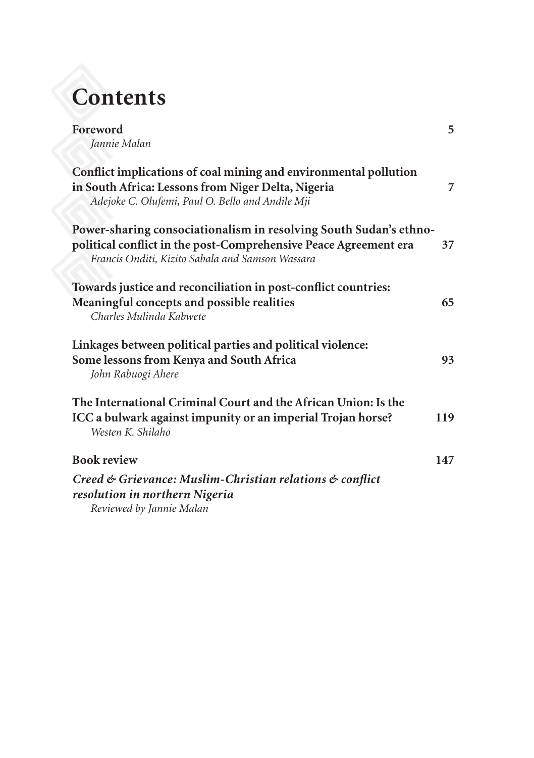# Contents

| | |
|---|---|
| **Foreword**<br>*Jannie Malan* | **5** |
| **Conflict implications of coal mining and environmental pollution in South Africa: Lessons from Niger Delta, Nigeria**<br>*Adejoke C. Olufemi, Paul O. Bello and Andile Mji* | **7** |
| **Power-sharing consociationalism in resolving South Sudan's ethno-political conflict in the post-Comprehensive Peace Agreement era**<br>*Francis Onditi, Kizito Sabala and Samson Wassara* | **37** |
| **Towards justice and reconciliation in post-conflict countries: Meaningful concepts and possible realities**<br>*Charles Mulinda Kabwete* | **65** |
| **Linkages between political parties and political violence: Some lessons from Kenya and South Africa**<br>*John Rabuogi Ahere* | **93** |
| **The International Criminal Court and the African Union: Is the ICC a bulwark against impunity or an imperial Trojan horse?**<br>*Westen K. Shilaho* | **119** |
| **Book review** | **147** |
| ***Creed & Grievance: Muslim-Christian relations & conflict resolution in northern Nigeria***<br>*Reviewed by Jannie Malan* | |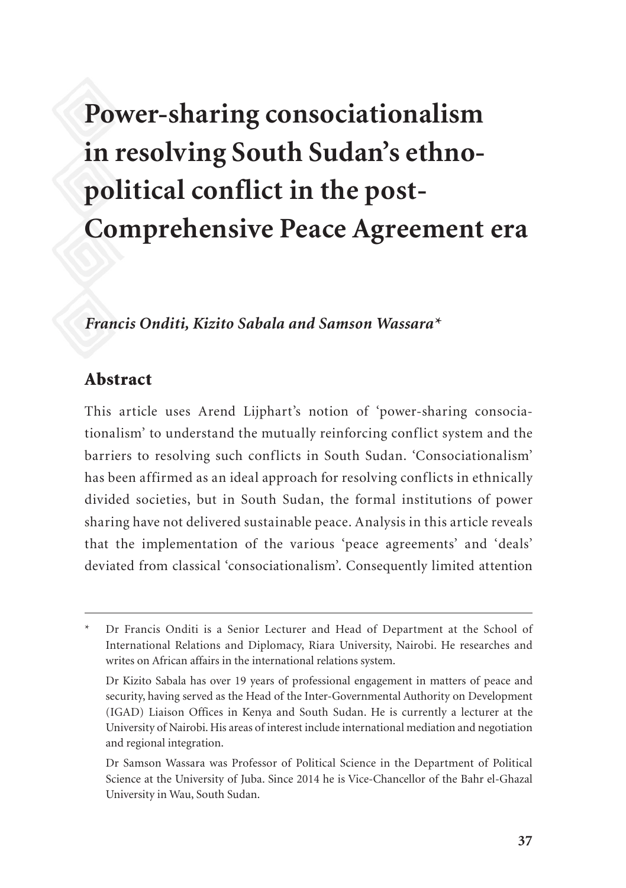# Power-sharing consociationalism in resolving South Sudan's ethno-political conflict in the post-Comprehensive Peace Agreement era

*Francis Onditi, Kizito Sabala and Samson Wassara**

## Abstract

This article uses Arend Lijphart's notion of 'power-sharing consociationalism' to understand the mutually reinforcing conflict system and the barriers to resolving such conflicts in South Sudan. 'Consociationalism' has been affirmed as an ideal approach for resolving conflicts in ethnically divided societies, but in South Sudan, the formal institutions of power sharing have not delivered sustainable peace. Analysis in this article reveals that the implementation of the various 'peace agreements' and 'deals' deviated from classical 'consociationalism'. Consequently limited attention

---

\* Dr Francis Onditi is a Senior Lecturer and Head of Department at the School of International Relations and Diplomacy, Riara University, Nairobi. He researches and writes on African affairs in the international relations system.

Dr Kizito Sabala has over 19 years of professional engagement in matters of peace and security, having served as the Head of the Inter-Governmental Authority on Development (IGAD) Liaison Offices in Kenya and South Sudan. He is currently a lecturer at the University of Nairobi. His areas of interest include international mediation and negotiation and regional integration.

Dr Samson Wassara was Professor of Political Science in the Department of Political Science at the University of Juba. Since 2014 he is Vice-Chancellor of the Bahr el-Ghazal University in Wau, South Sudan.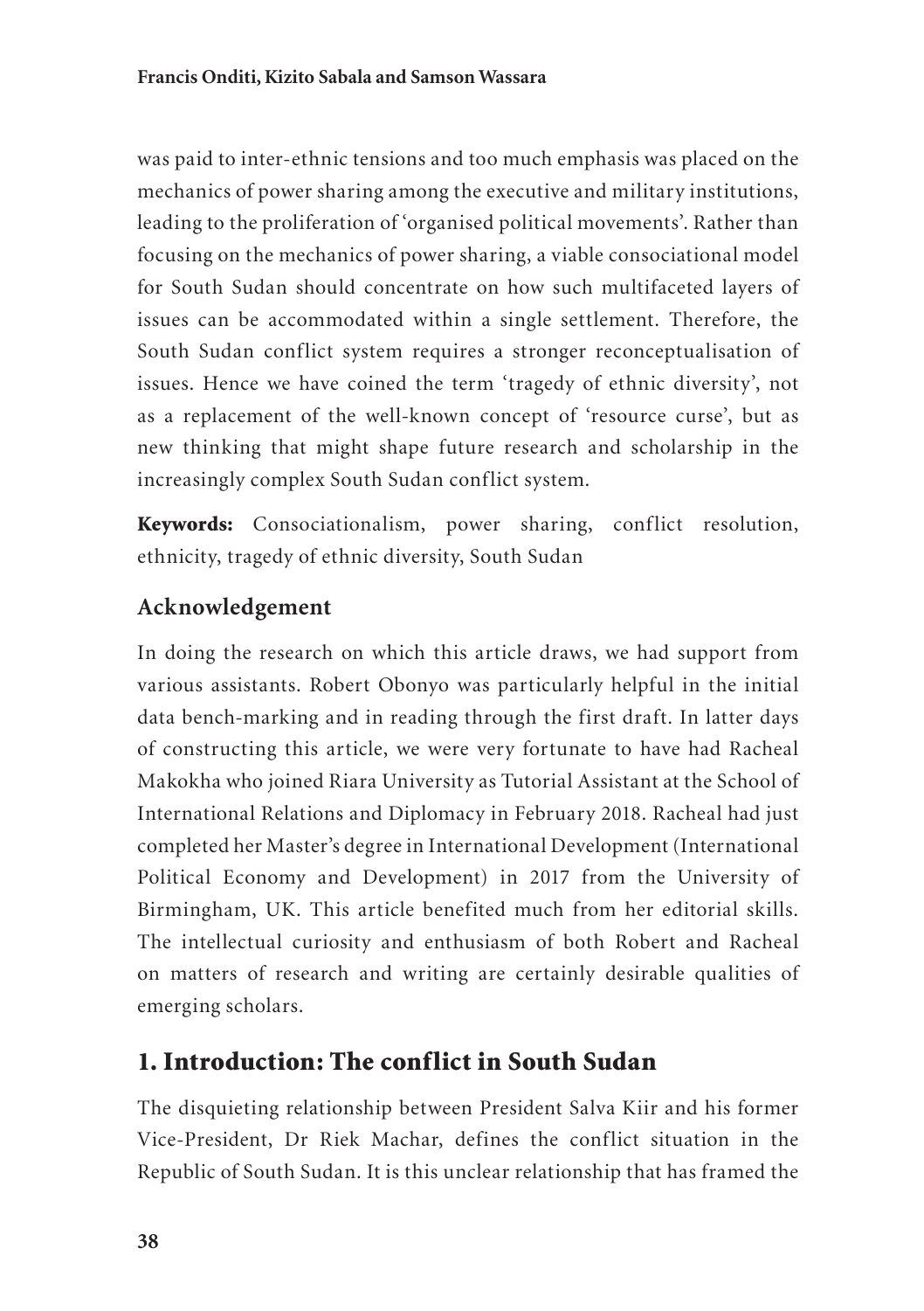was paid to inter-ethnic tensions and too much emphasis was placed on the mechanics of power sharing among the executive and military institutions, leading to the proliferation of 'organised political movements'. Rather than focusing on the mechanics of power sharing, a viable consociational model for South Sudan should concentrate on how such multifaceted layers of issues can be accommodated within a single settlement. Therefore, the South Sudan conflict system requires a stronger reconceptualisation of issues. Hence we have coined the term 'tragedy of ethnic diversity', not as a replacement of the well-known concept of 'resource curse', but as new thinking that might shape future research and scholarship in the increasingly complex South Sudan conflict system.

**Keywords:** Consociationalism, power sharing, conflict resolution, ethnicity, tragedy of ethnic diversity, South Sudan

## Acknowledgement

In doing the research on which this article draws, we had support from various assistants. Robert Obonyo was particularly helpful in the initial data bench-marking and in reading through the first draft. In latter days of constructing this article, we were very fortunate to have had Racheal Makokha who joined Riara University as Tutorial Assistant at the School of International Relations and Diplomacy in February 2018. Racheal had just completed her Master's degree in International Development (International Political Economy and Development) in 2017 from the University of Birmingham, UK. This article benefited much from her editorial skills. The intellectual curiosity and enthusiasm of both Robert and Racheal on matters of research and writing are certainly desirable qualities of emerging scholars.

## 1. Introduction: The conflict in South Sudan

The disquieting relationship between President Salva Kiir and his former Vice-President, Dr Riek Machar, defines the conflict situation in the Republic of South Sudan. It is this unclear relationship that has framed the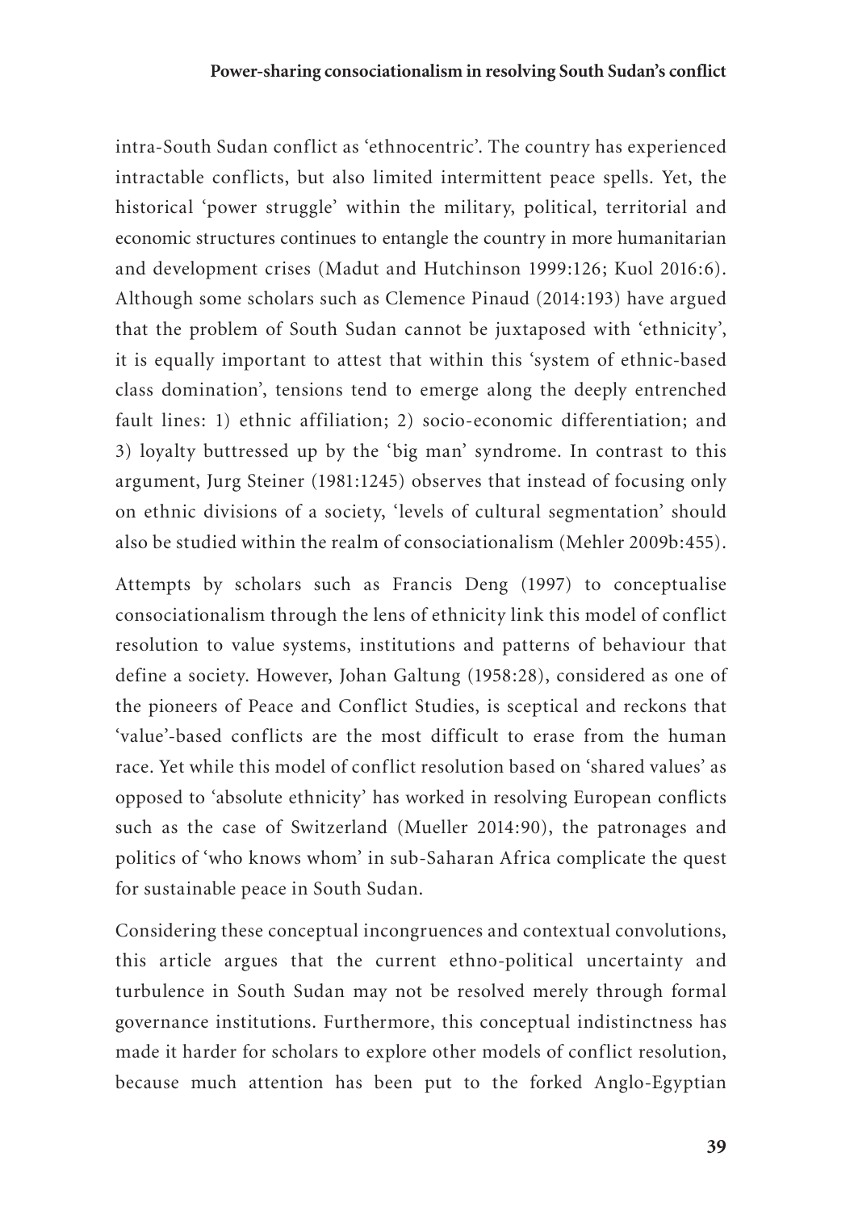intra-South Sudan conflict as 'ethnocentric'. The country has experienced intractable conflicts, but also limited intermittent peace spells. Yet, the historical 'power struggle' within the military, political, territorial and economic structures continues to entangle the country in more humanitarian and development crises (Madut and Hutchinson 1999:126; Kuol 2016:6). Although some scholars such as Clemence Pinaud (2014:193) have argued that the problem of South Sudan cannot be juxtaposed with 'ethnicity', it is equally important to attest that within this 'system of ethnic-based class domination', tensions tend to emerge along the deeply entrenched fault lines: 1) ethnic affiliation; 2) socio-economic differentiation; and 3) loyalty buttressed up by the 'big man' syndrome. In contrast to this argument, Jurg Steiner (1981:1245) observes that instead of focusing only on ethnic divisions of a society, 'levels of cultural segmentation' should also be studied within the realm of consociationalism (Mehler 2009b:455).

Attempts by scholars such as Francis Deng (1997) to conceptualise consociationalism through the lens of ethnicity link this model of conflict resolution to value systems, institutions and patterns of behaviour that define a society. However, Johan Galtung (1958:28), considered as one of the pioneers of Peace and Conflict Studies, is sceptical and reckons that 'value'-based conflicts are the most difficult to erase from the human race. Yet while this model of conflict resolution based on 'shared values' as opposed to 'absolute ethnicity' has worked in resolving European conflicts such as the case of Switzerland (Mueller 2014:90), the patronages and politics of 'who knows whom' in sub-Saharan Africa complicate the quest for sustainable peace in South Sudan.

Considering these conceptual incongruences and contextual convolutions, this article argues that the current ethno-political uncertainty and turbulence in South Sudan may not be resolved merely through formal governance institutions. Furthermore, this conceptual indistinctness has made it harder for scholars to explore other models of conflict resolution, because much attention has been put to the forked Anglo-Egyptian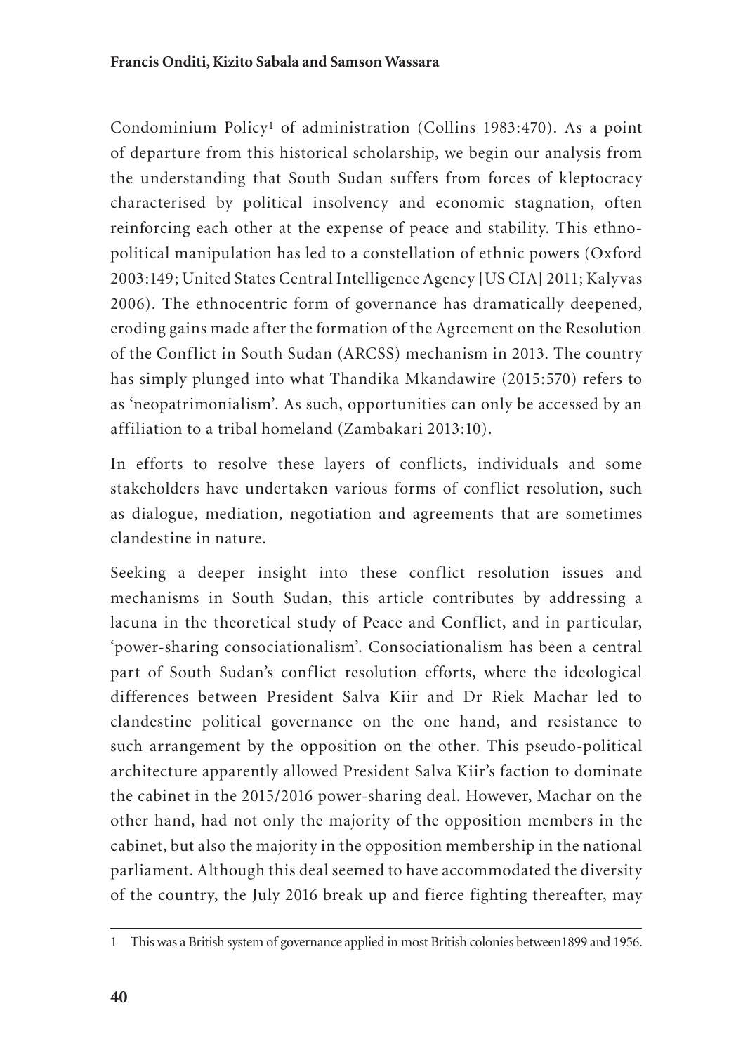Condominium Policy[1] of administration (Collins 1983:470). As a point of departure from this historical scholarship, we begin our analysis from the understanding that South Sudan suffers from forces of kleptocracy characterised by political insolvency and economic stagnation, often reinforcing each other at the expense of peace and stability. This ethno-political manipulation has led to a constellation of ethnic powers (Oxford 2003:149; United States Central Intelligence Agency [US CIA] 2011; Kalyvas 2006). The ethnocentric form of governance has dramatically deepened, eroding gains made after the formation of the Agreement on the Resolution of the Conflict in South Sudan (ARCSS) mechanism in 2013. The country has simply plunged into what Thandika Mkandawire (2015:570) refers to as 'neopatrimonialism'. As such, opportunities can only be accessed by an affiliation to a tribal homeland (Zambakari 2013:10).

In efforts to resolve these layers of conflicts, individuals and some stakeholders have undertaken various forms of conflict resolution, such as dialogue, mediation, negotiation and agreements that are sometimes clandestine in nature.

Seeking a deeper insight into these conflict resolution issues and mechanisms in South Sudan, this article contributes by addressing a lacuna in the theoretical study of Peace and Conflict, and in particular, 'power-sharing consociationalism'. Consociationalism has been a central part of South Sudan's conflict resolution efforts, where the ideological differences between President Salva Kiir and Dr Riek Machar led to clandestine political governance on the one hand, and resistance to such arrangement by the opposition on the other. This pseudo-political architecture apparently allowed President Salva Kiir's faction to dominate the cabinet in the 2015/2016 power-sharing deal. However, Machar on the other hand, had not only the majority of the opposition members in the cabinet, but also the majority in the opposition membership in the national parliament. Although this deal seemed to have accommodated the diversity of the country, the July 2016 break up and fierce fighting thereafter, may

1 This was a British system of governance applied in most British colonies between1899 and 1956.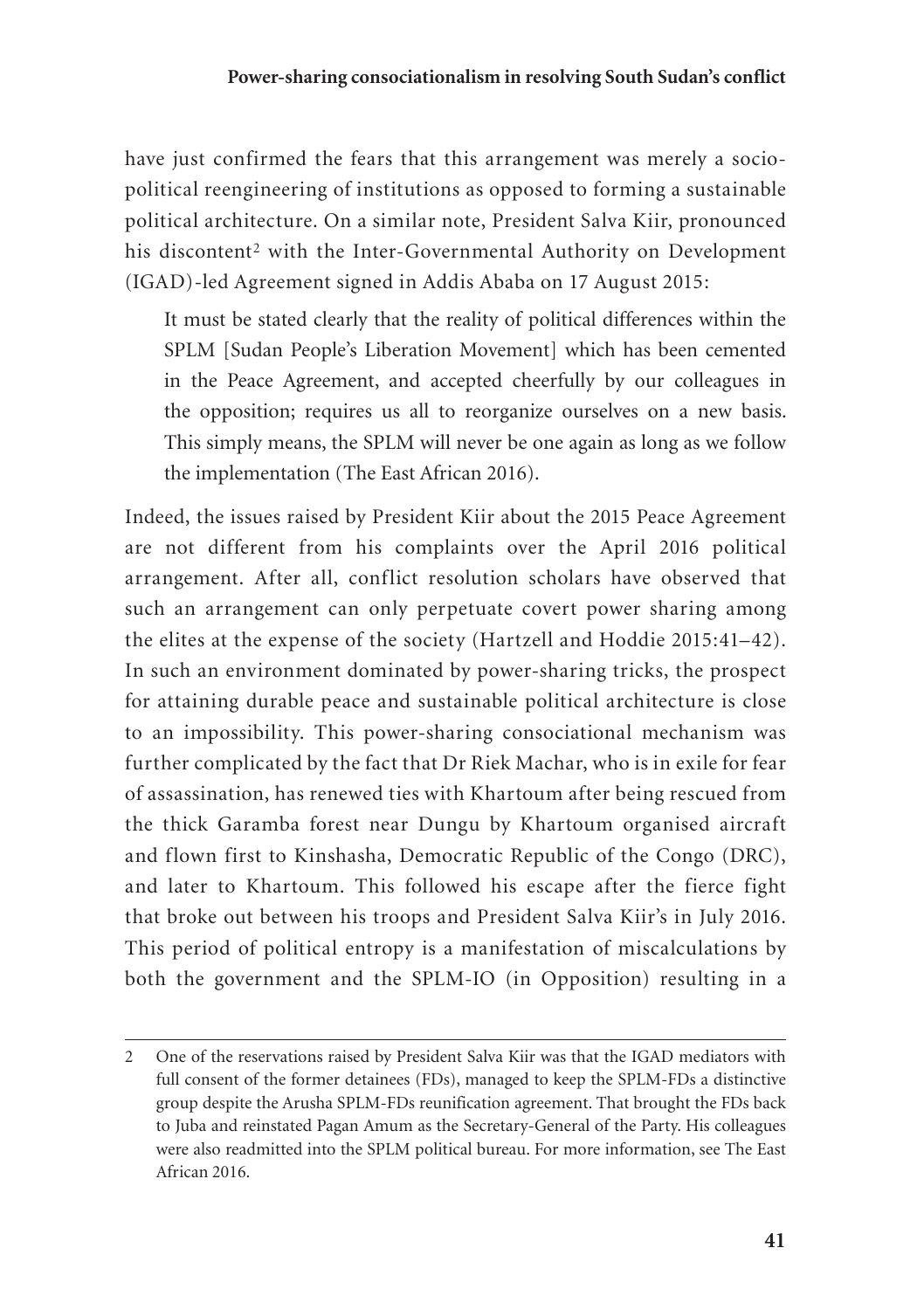have just confirmed the fears that this arrangement was merely a socio-political reengineering of institutions as opposed to forming a sustainable political architecture. On a similar note, President Salva Kiir, pronounced his discontent[2] with the Inter-Governmental Authority on Development (IGAD)-led Agreement signed in Addis Ababa on 17 August 2015:

> It must be stated clearly that the reality of political differences within the SPLM [Sudan People's Liberation Movement] which has been cemented in the Peace Agreement, and accepted cheerfully by our colleagues in the opposition; requires us all to reorganize ourselves on a new basis. This simply means, the SPLM will never be one again as long as we follow the implementation (The East African 2016).

Indeed, the issues raised by President Kiir about the 2015 Peace Agreement are not different from his complaints over the April 2016 political arrangement. After all, conflict resolution scholars have observed that such an arrangement can only perpetuate covert power sharing among the elites at the expense of the society (Hartzell and Hoddie 2015:41–42). In such an environment dominated by power-sharing tricks, the prospect for attaining durable peace and sustainable political architecture is close to an impossibility. This power-sharing consociational mechanism was further complicated by the fact that Dr Riek Machar, who is in exile for fear of assassination, has renewed ties with Khartoum after being rescued from the thick Garamba forest near Dungu by Khartoum organised aircraft and flown first to Kinshasa, Democratic Republic of the Congo (DRC), and later to Khartoum. This followed his escape after the fierce fight that broke out between his troops and President Salva Kiir's in July 2016. This period of political entropy is a manifestation of miscalculations by both the government and the SPLM-IO (in Opposition) resulting in a

---

2 One of the reservations raised by President Salva Kiir was that the IGAD mediators with full consent of the former detainees (FDs), managed to keep the SPLM-FDs a distinctive group despite the Arusha SPLM-FDs reunification agreement. That brought the FDs back to Juba and reinstated Pagan Amum as the Secretary-General of the Party. His colleagues were also readmitted into the SPLM political bureau. For more information, see The East African 2016.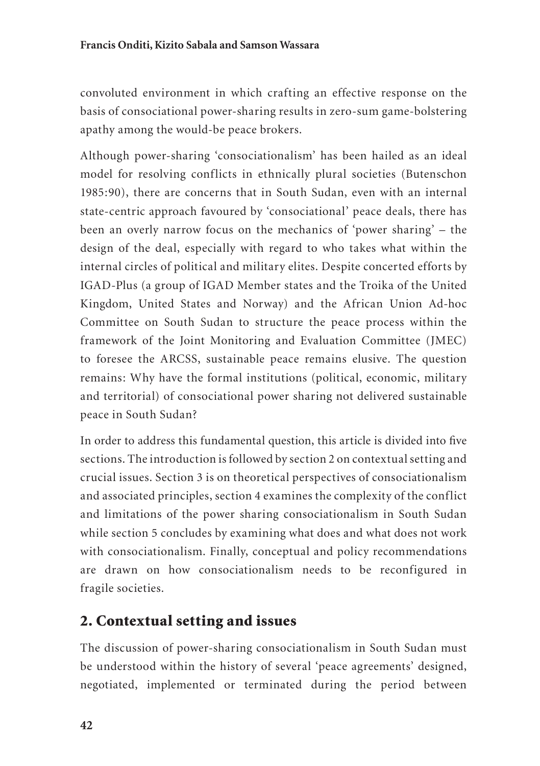convoluted environment in which crafting an effective response on the basis of consociational power-sharing results in zero-sum game-bolstering apathy among the would-be peace brokers.

Although power-sharing 'consociationalism' has been hailed as an ideal model for resolving conflicts in ethnically plural societies (Butenschon 1985:90), there are concerns that in South Sudan, even with an internal state-centric approach favoured by 'consociational' peace deals, there has been an overly narrow focus on the mechanics of 'power sharing' – the design of the deal, especially with regard to who takes what within the internal circles of political and military elites. Despite concerted efforts by IGAD-Plus (a group of IGAD Member states and the Troika of the United Kingdom, United States and Norway) and the African Union Ad-hoc Committee on South Sudan to structure the peace process within the framework of the Joint Monitoring and Evaluation Committee (JMEC) to foresee the ARCSS, sustainable peace remains elusive. The question remains: Why have the formal institutions (political, economic, military and territorial) of consociational power sharing not delivered sustainable peace in South Sudan?

In order to address this fundamental question, this article is divided into five sections. The introduction is followed by section 2 on contextual setting and crucial issues. Section 3 is on theoretical perspectives of consociationalism and associated principles, section 4 examines the complexity of the conflict and limitations of the power sharing consociationalism in South Sudan while section 5 concludes by examining what does and what does not work with consociationalism. Finally, conceptual and policy recommendations are drawn on how consociationalism needs to be reconfigured in fragile societies.

## 2. Contextual setting and issues

The discussion of power-sharing consociationalism in South Sudan must be understood within the history of several 'peace agreements' designed, negotiated, implemented or terminated during the period between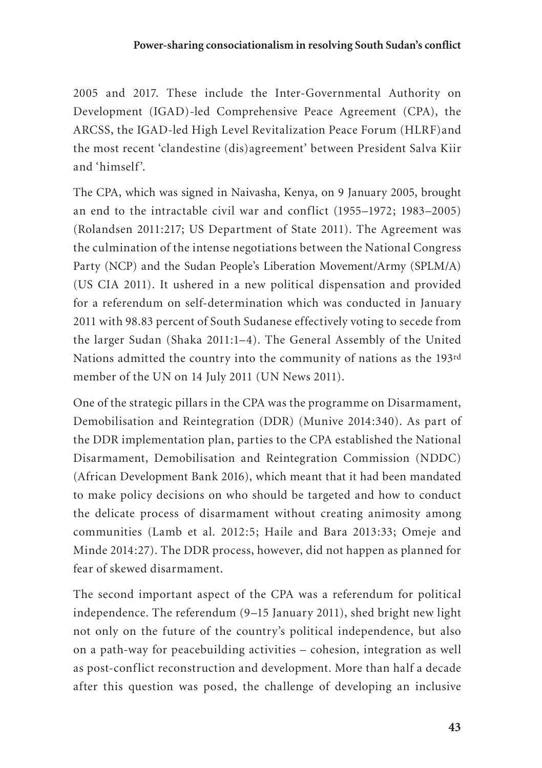2005 and 2017. These include the Inter-Governmental Authority on Development (IGAD)-led Comprehensive Peace Agreement (CPA), the ARCSS, the IGAD-led High Level Revitalization Peace Forum (HLRF)and the most recent 'clandestine (dis)agreement' between President Salva Kiir and 'himself'.

The CPA, which was signed in Naivasha, Kenya, on 9 January 2005, brought an end to the intractable civil war and conflict (1955–1972; 1983–2005) (Rolandsen 2011:217; US Department of State 2011). The Agreement was the culmination of the intense negotiations between the National Congress Party (NCP) and the Sudan People's Liberation Movement/Army (SPLM/A) (US CIA 2011). It ushered in a new political dispensation and provided for a referendum on self-determination which was conducted in January 2011 with 98.83 percent of South Sudanese effectively voting to secede from the larger Sudan (Shaka 2011:1–4). The General Assembly of the United Nations admitted the country into the community of nations as the 193rd member of the UN on 14 July 2011 (UN News 2011).

One of the strategic pillars in the CPA was the programme on Disarmament, Demobilisation and Reintegration (DDR) (Munive 2014:340). As part of the DDR implementation plan, parties to the CPA established the National Disarmament, Demobilisation and Reintegration Commission (NDDC) (African Development Bank 2016), which meant that it had been mandated to make policy decisions on who should be targeted and how to conduct the delicate process of disarmament without creating animosity among communities (Lamb et al. 2012:5; Haile and Bara 2013:33; Omeje and Minde 2014:27). The DDR process, however, did not happen as planned for fear of skewed disarmament.

The second important aspect of the CPA was a referendum for political independence. The referendum (9–15 January 2011), shed bright new light not only on the future of the country's political independence, but also on a path-way for peacebuilding activities – cohesion, integration as well as post-conflict reconstruction and development. More than half a decade after this question was posed, the challenge of developing an inclusive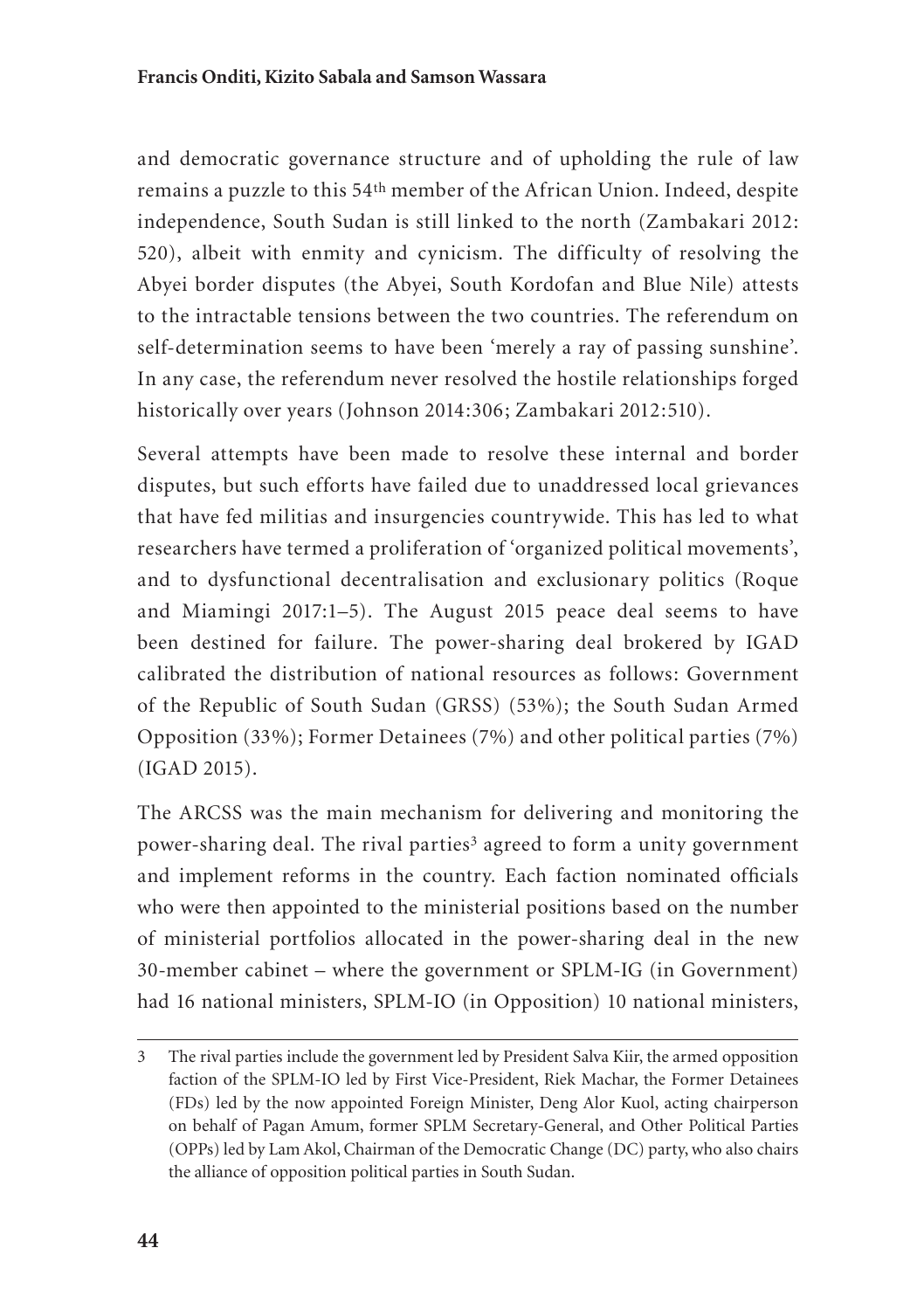and democratic governance structure and of upholding the rule of law remains a puzzle to this 54th member of the African Union. Indeed, despite independence, South Sudan is still linked to the north (Zambakari 2012: 520), albeit with enmity and cynicism. The difficulty of resolving the Abyei border disputes (the Abyei, South Kordofan and Blue Nile) attests to the intractable tensions between the two countries. The referendum on self-determination seems to have been 'merely a ray of passing sunshine'. In any case, the referendum never resolved the hostile relationships forged historically over years (Johnson 2014:306; Zambakari 2012:510).

Several attempts have been made to resolve these internal and border disputes, but such efforts have failed due to unaddressed local grievances that have fed militias and insurgencies countrywide. This has led to what researchers have termed a proliferation of 'organized political movements', and to dysfunctional decentralisation and exclusionary politics (Roque and Miamingi 2017:1–5). The August 2015 peace deal seems to have been destined for failure. The power-sharing deal brokered by IGAD calibrated the distribution of national resources as follows: Government of the Republic of South Sudan (GRSS) (53%); the South Sudan Armed Opposition (33%); Former Detainees (7%) and other political parties (7%) (IGAD 2015).

The ARCSS was the main mechanism for delivering and monitoring the power-sharing deal. The rival parties[3] agreed to form a unity government and implement reforms in the country. Each faction nominated officials who were then appointed to the ministerial positions based on the number of ministerial portfolios allocated in the power-sharing deal in the new 30-member cabinet – where the government or SPLM-IG (in Government) had 16 national ministers, SPLM-IO (in Opposition) 10 national ministers,

---

3 The rival parties include the government led by President Salva Kiir, the armed opposition faction of the SPLM-IO led by First Vice-President, Riek Machar, the Former Detainees (FDs) led by the now appointed Foreign Minister, Deng Alor Kuol, acting chairperson on behalf of Pagan Amum, former SPLM Secretary-General, and Other Political Parties (OPPs) led by Lam Akol, Chairman of the Democratic Change (DC) party, who also chairs the alliance of opposition political parties in South Sudan.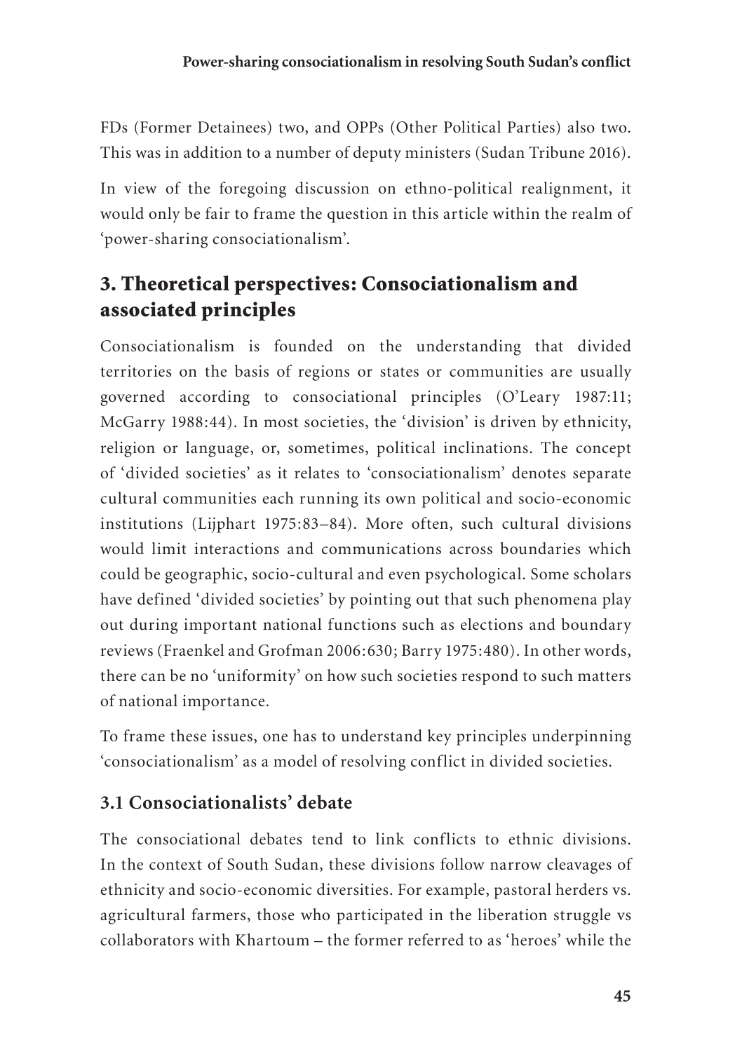FDs (Former Detainees) two, and OPPs (Other Political Parties) also two. This was in addition to a number of deputy ministers (Sudan Tribune 2016).

In view of the foregoing discussion on ethno-political realignment, it would only be fair to frame the question in this article within the realm of 'power-sharing consociationalism'.

## 3. Theoretical perspectives: Consociationalism and associated principles

Consociationalism is founded on the understanding that divided territories on the basis of regions or states or communities are usually governed according to consociational principles (O'Leary 1987:11; McGarry 1988:44). In most societies, the 'division' is driven by ethnicity, religion or language, or, sometimes, political inclinations. The concept of 'divided societies' as it relates to 'consociationalism' denotes separate cultural communities each running its own political and socio-economic institutions (Lijphart 1975:83–84). More often, such cultural divisions would limit interactions and communications across boundaries which could be geographic, socio-cultural and even psychological. Some scholars have defined 'divided societies' by pointing out that such phenomena play out during important national functions such as elections and boundary reviews (Fraenkel and Grofman 2006:630; Barry 1975:480). In other words, there can be no 'uniformity' on how such societies respond to such matters of national importance.

To frame these issues, one has to understand key principles underpinning 'consociationalism' as a model of resolving conflict in divided societies.

### 3.1 Consociationalists' debate

The consociational debates tend to link conflicts to ethnic divisions. In the context of South Sudan, these divisions follow narrow cleavages of ethnicity and socio-economic diversities. For example, pastoral herders vs. agricultural farmers, those who participated in the liberation struggle vs collaborators with Khartoum – the former referred to as 'heroes' while the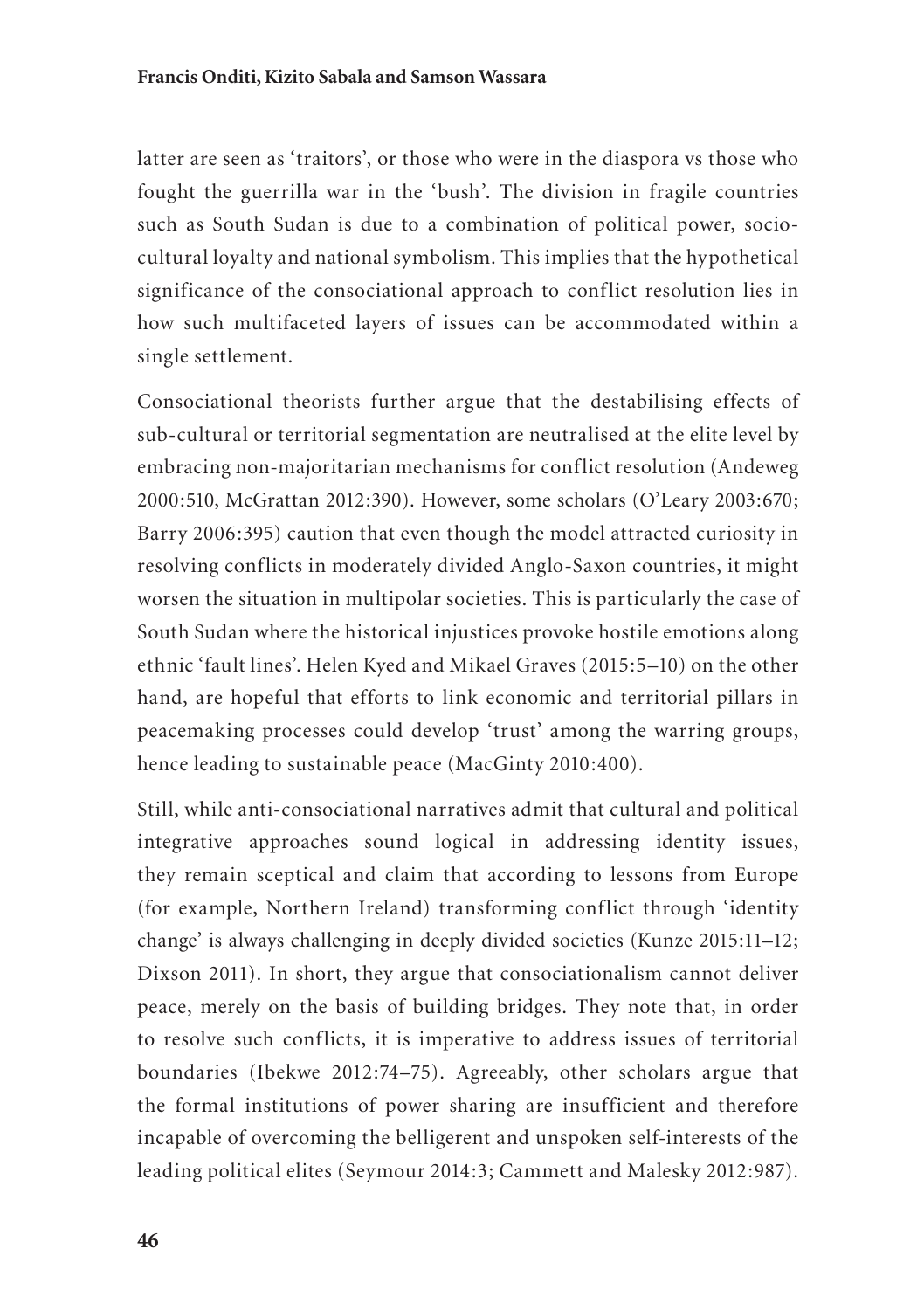latter are seen as 'traitors', or those who were in the diaspora vs those who fought the guerrilla war in the 'bush'. The division in fragile countries such as South Sudan is due to a combination of political power, socio-cultural loyalty and national symbolism. This implies that the hypothetical significance of the consociational approach to conflict resolution lies in how such multifaceted layers of issues can be accommodated within a single settlement.

Consociational theorists further argue that the destabilising effects of sub-cultural or territorial segmentation are neutralised at the elite level by embracing non-majoritarian mechanisms for conflict resolution (Andeweg 2000:510, McGrattan 2012:390). However, some scholars (O'Leary 2003:670; Barry 2006:395) caution that even though the model attracted curiosity in resolving conflicts in moderately divided Anglo-Saxon countries, it might worsen the situation in multipolar societies. This is particularly the case of South Sudan where the historical injustices provoke hostile emotions along ethnic 'fault lines'. Helen Kyed and Mikael Graves (2015:5–10) on the other hand, are hopeful that efforts to link economic and territorial pillars in peacemaking processes could develop 'trust' among the warring groups, hence leading to sustainable peace (MacGinty 2010:400).

Still, while anti-consociational narratives admit that cultural and political integrative approaches sound logical in addressing identity issues, they remain sceptical and claim that according to lessons from Europe (for example, Northern Ireland) transforming conflict through 'identity change' is always challenging in deeply divided societies (Kunze 2015:11–12; Dixson 2011). In short, they argue that consociationalism cannot deliver peace, merely on the basis of building bridges. They note that, in order to resolve such conflicts, it is imperative to address issues of territorial boundaries (Ibekwe 2012:74–75). Agreeably, other scholars argue that the formal institutions of power sharing are insufficient and therefore incapable of overcoming the belligerent and unspoken self-interests of the leading political elites (Seymour 2014:3; Cammett and Malesky 2012:987).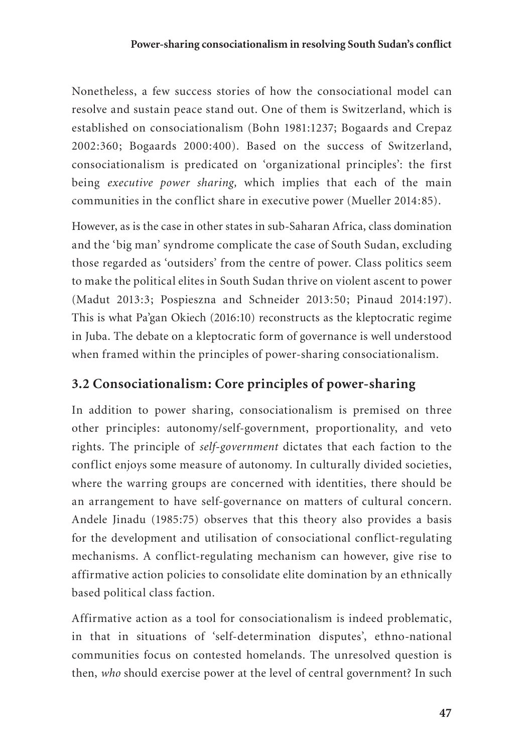Nonetheless, a few success stories of how the consociational model can resolve and sustain peace stand out. One of them is Switzerland, which is established on consociationalism (Bohn 1981:1237; Bogaards and Crepaz 2002:360; Bogaards 2000:400). Based on the success of Switzerland, consociationalism is predicated on 'organizational principles': the first being *executive power sharing,* which implies that each of the main communities in the conflict share in executive power (Mueller 2014:85).

However, as is the case in other states in sub-Saharan Africa, class domination and the 'big man' syndrome complicate the case of South Sudan, excluding those regarded as 'outsiders' from the centre of power. Class politics seem to make the political elites in South Sudan thrive on violent ascent to power (Madut 2013:3; Pospieszna and Schneider 2013:50; Pinaud 2014:197). This is what Pa'gan Okiech (2016:10) reconstructs as the kleptocratic regime in Juba. The debate on a kleptocratic form of governance is well understood when framed within the principles of power-sharing consociationalism.

## 3.2 Consociationalism: Core principles of power-sharing

In addition to power sharing, consociationalism is premised on three other principles: autonomy/self-government, proportionality, and veto rights. The principle of *self-government* dictates that each faction to the conflict enjoys some measure of autonomy. In culturally divided societies, where the warring groups are concerned with identities, there should be an arrangement to have self-governance on matters of cultural concern. Andele Jinadu (1985:75) observes that this theory also provides a basis for the development and utilisation of consociational conflict-regulating mechanisms. A conflict-regulating mechanism can however, give rise to affirmative action policies to consolidate elite domination by an ethnically based political class faction.

Affirmative action as a tool for consociationalism is indeed problematic, in that in situations of 'self-determination disputes', ethno-national communities focus on contested homelands. The unresolved question is then, *who* should exercise power at the level of central government? In such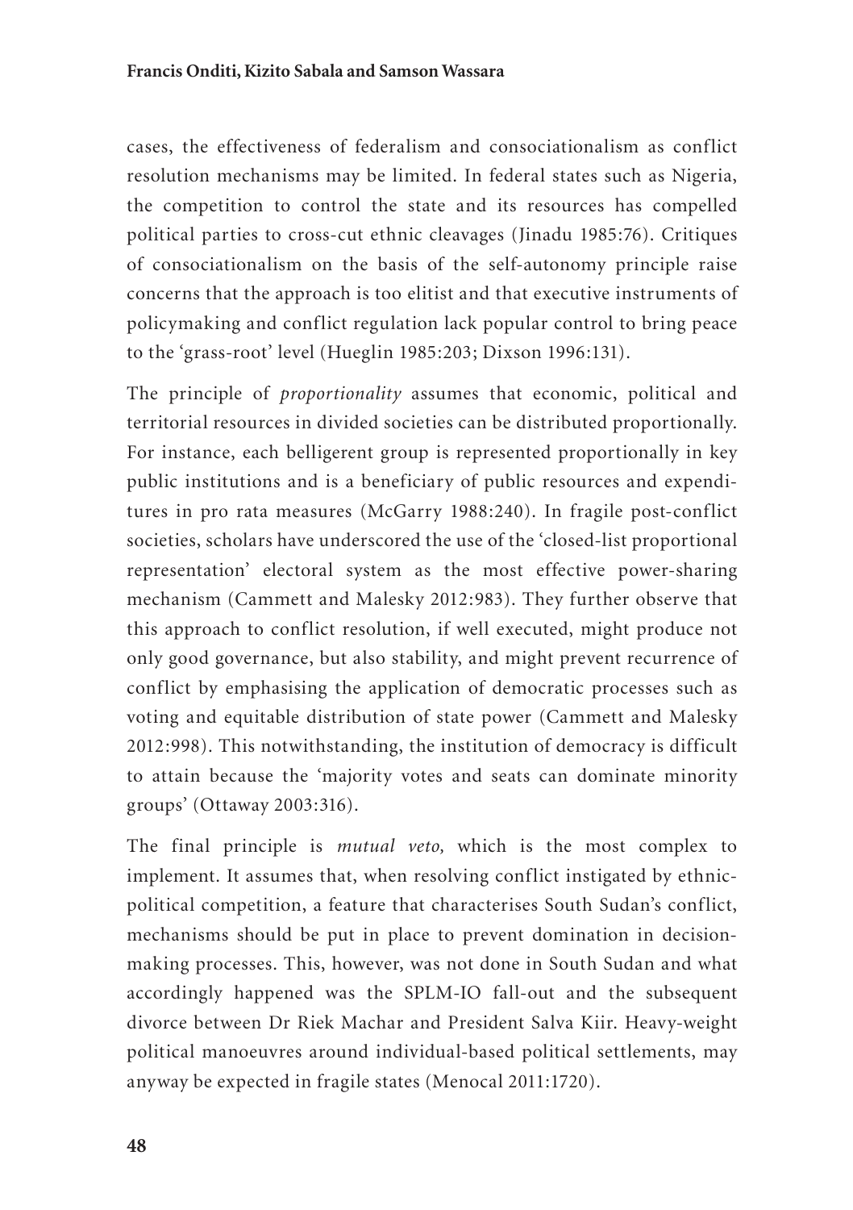cases, the effectiveness of federalism and consociationalism as conflict resolution mechanisms may be limited. In federal states such as Nigeria, the competition to control the state and its resources has compelled political parties to cross-cut ethnic cleavages (Jinadu 1985:76). Critiques of consociationalism on the basis of the self-autonomy principle raise concerns that the approach is too elitist and that executive instruments of policymaking and conflict regulation lack popular control to bring peace to the 'grass-root' level (Hueglin 1985:203; Dixson 1996:131).

The principle of *proportionality* assumes that economic, political and territorial resources in divided societies can be distributed proportionally. For instance, each belligerent group is represented proportionally in key public institutions and is a beneficiary of public resources and expenditures in pro rata measures (McGarry 1988:240). In fragile post-conflict societies, scholars have underscored the use of the 'closed-list proportional representation' electoral system as the most effective power-sharing mechanism (Cammett and Malesky 2012:983). They further observe that this approach to conflict resolution, if well executed, might produce not only good governance, but also stability, and might prevent recurrence of conflict by emphasising the application of democratic processes such as voting and equitable distribution of state power (Cammett and Malesky 2012:998). This notwithstanding, the institution of democracy is difficult to attain because the 'majority votes and seats can dominate minority groups' (Ottaway 2003:316).

The final principle is *mutual veto,* which is the most complex to implement. It assumes that, when resolving conflict instigated by ethnic-political competition, a feature that characterises South Sudan's conflict, mechanisms should be put in place to prevent domination in decision-making processes. This, however, was not done in South Sudan and what accordingly happened was the SPLM-IO fall-out and the subsequent divorce between Dr Riek Machar and President Salva Kiir. Heavy-weight political manoeuvres around individual-based political settlements, may anyway be expected in fragile states (Menocal 2011:1720).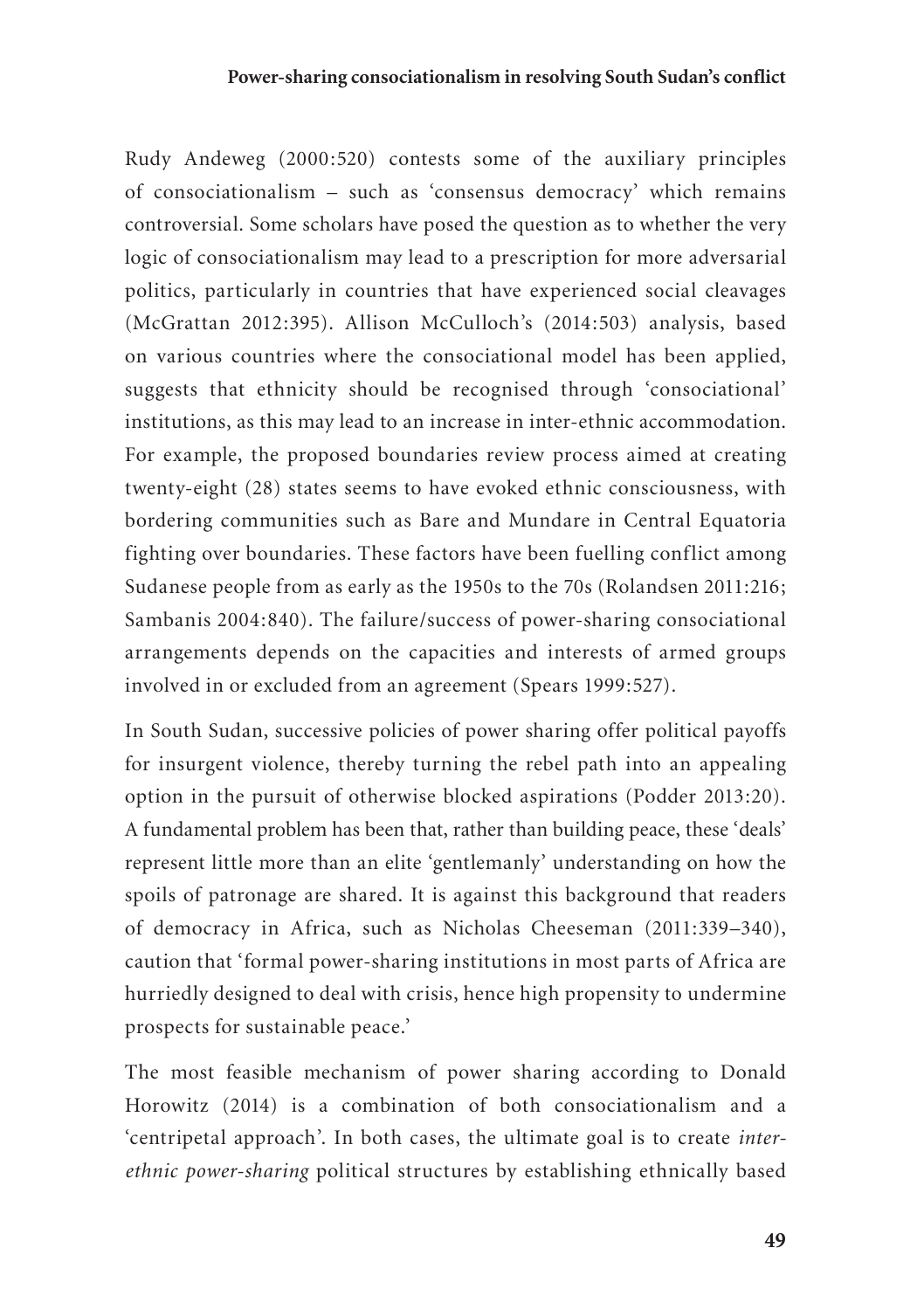Rudy Andeweg (2000:520) contests some of the auxiliary principles of consociationalism – such as 'consensus democracy' which remains controversial. Some scholars have posed the question as to whether the very logic of consociationalism may lead to a prescription for more adversarial politics, particularly in countries that have experienced social cleavages (McGrattan 2012:395). Allison McCulloch's (2014:503) analysis, based on various countries where the consociational model has been applied, suggests that ethnicity should be recognised through 'consociational' institutions, as this may lead to an increase in inter-ethnic accommodation. For example, the proposed boundaries review process aimed at creating twenty-eight (28) states seems to have evoked ethnic consciousness, with bordering communities such as Bare and Mundare in Central Equatoria fighting over boundaries. These factors have been fuelling conflict among Sudanese people from as early as the 1950s to the 70s (Rolandsen 2011:216; Sambanis 2004:840). The failure/success of power-sharing consociational arrangements depends on the capacities and interests of armed groups involved in or excluded from an agreement (Spears 1999:527).

In South Sudan, successive policies of power sharing offer political payoffs for insurgent violence, thereby turning the rebel path into an appealing option in the pursuit of otherwise blocked aspirations (Podder 2013:20). A fundamental problem has been that, rather than building peace, these 'deals' represent little more than an elite 'gentlemanly' understanding on how the spoils of patronage are shared. It is against this background that readers of democracy in Africa, such as Nicholas Cheeseman (2011:339–340), caution that 'formal power-sharing institutions in most parts of Africa are hurriedly designed to deal with crisis, hence high propensity to undermine prospects for sustainable peace.'

The most feasible mechanism of power sharing according to Donald Horowitz (2014) is a combination of both consociationalism and a 'centripetal approach'. In both cases, the ultimate goal is to create *inter-ethnic power-sharing* political structures by establishing ethnically based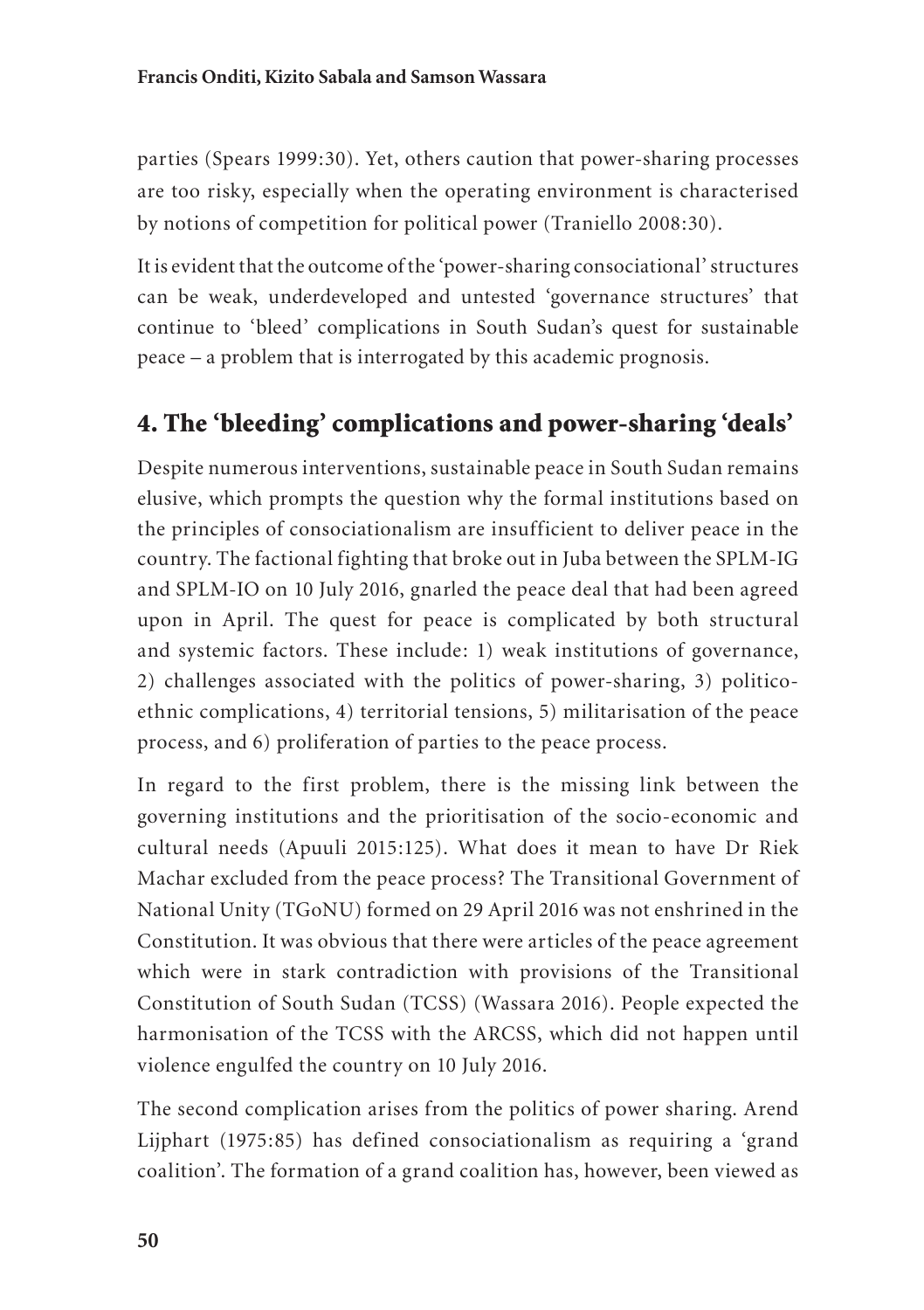parties (Spears 1999:30). Yet, others caution that power-sharing processes are too risky, especially when the operating environment is characterised by notions of competition for political power (Traniello 2008:30).

It is evident that the outcome of the 'power-sharing consociational' structures can be weak, underdeveloped and untested 'governance structures' that continue to 'bleed' complications in South Sudan's quest for sustainable peace – a problem that is interrogated by this academic prognosis.

## 4. The 'bleeding' complications and power-sharing 'deals'

Despite numerous interventions, sustainable peace in South Sudan remains elusive, which prompts the question why the formal institutions based on the principles of consociationalism are insufficient to deliver peace in the country. The factional fighting that broke out in Juba between the SPLM-IG and SPLM-IO on 10 July 2016, gnarled the peace deal that had been agreed upon in April. The quest for peace is complicated by both structural and systemic factors. These include: 1) weak institutions of governance, 2) challenges associated with the politics of power-sharing, 3) politico-ethnic complications, 4) territorial tensions, 5) militarisation of the peace process, and 6) proliferation of parties to the peace process.

In regard to the first problem, there is the missing link between the governing institutions and the prioritisation of the socio-economic and cultural needs (Apuuli 2015:125). What does it mean to have Dr Riek Machar excluded from the peace process? The Transitional Government of National Unity (TGoNU) formed on 29 April 2016 was not enshrined in the Constitution. It was obvious that there were articles of the peace agreement which were in stark contradiction with provisions of the Transitional Constitution of South Sudan (TCSS) (Wassara 2016). People expected the harmonisation of the TCSS with the ARCSS, which did not happen until violence engulfed the country on 10 July 2016.

The second complication arises from the politics of power sharing. Arend Lijphart (1975:85) has defined consociationalism as requiring a 'grand coalition'. The formation of a grand coalition has, however, been viewed as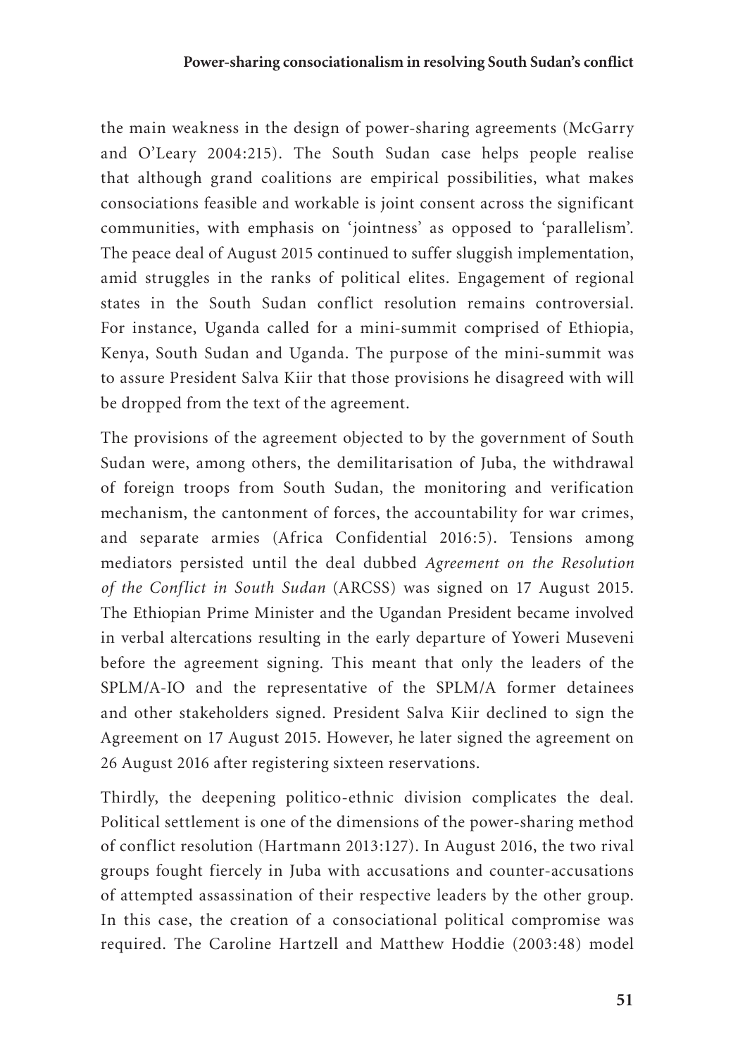the main weakness in the design of power-sharing agreements (McGarry and O'Leary 2004:215). The South Sudan case helps people realise that although grand coalitions are empirical possibilities, what makes consociations feasible and workable is joint consent across the significant communities, with emphasis on 'jointness' as opposed to 'parallelism'. The peace deal of August 2015 continued to suffer sluggish implementation, amid struggles in the ranks of political elites. Engagement of regional states in the South Sudan conflict resolution remains controversial. For instance, Uganda called for a mini-summit comprised of Ethiopia, Kenya, South Sudan and Uganda. The purpose of the mini-summit was to assure President Salva Kiir that those provisions he disagreed with will be dropped from the text of the agreement.

The provisions of the agreement objected to by the government of South Sudan were, among others, the demilitarisation of Juba, the withdrawal of foreign troops from South Sudan, the monitoring and verification mechanism, the cantonment of forces, the accountability for war crimes, and separate armies (Africa Confidential 2016:5). Tensions among mediators persisted until the deal dubbed *Agreement on the Resolution of the Conflict in South Sudan* (ARCSS) was signed on 17 August 2015. The Ethiopian Prime Minister and the Ugandan President became involved in verbal altercations resulting in the early departure of Yoweri Museveni before the agreement signing. This meant that only the leaders of the SPLM/A-IO and the representative of the SPLM/A former detainees and other stakeholders signed. President Salva Kiir declined to sign the Agreement on 17 August 2015. However, he later signed the agreement on 26 August 2016 after registering sixteen reservations.

Thirdly, the deepening politico-ethnic division complicates the deal. Political settlement is one of the dimensions of the power-sharing method of conflict resolution (Hartmann 2013:127). In August 2016, the two rival groups fought fiercely in Juba with accusations and counter-accusations of attempted assassination of their respective leaders by the other group. In this case, the creation of a consociational political compromise was required. The Caroline Hartzell and Matthew Hoddie (2003:48) model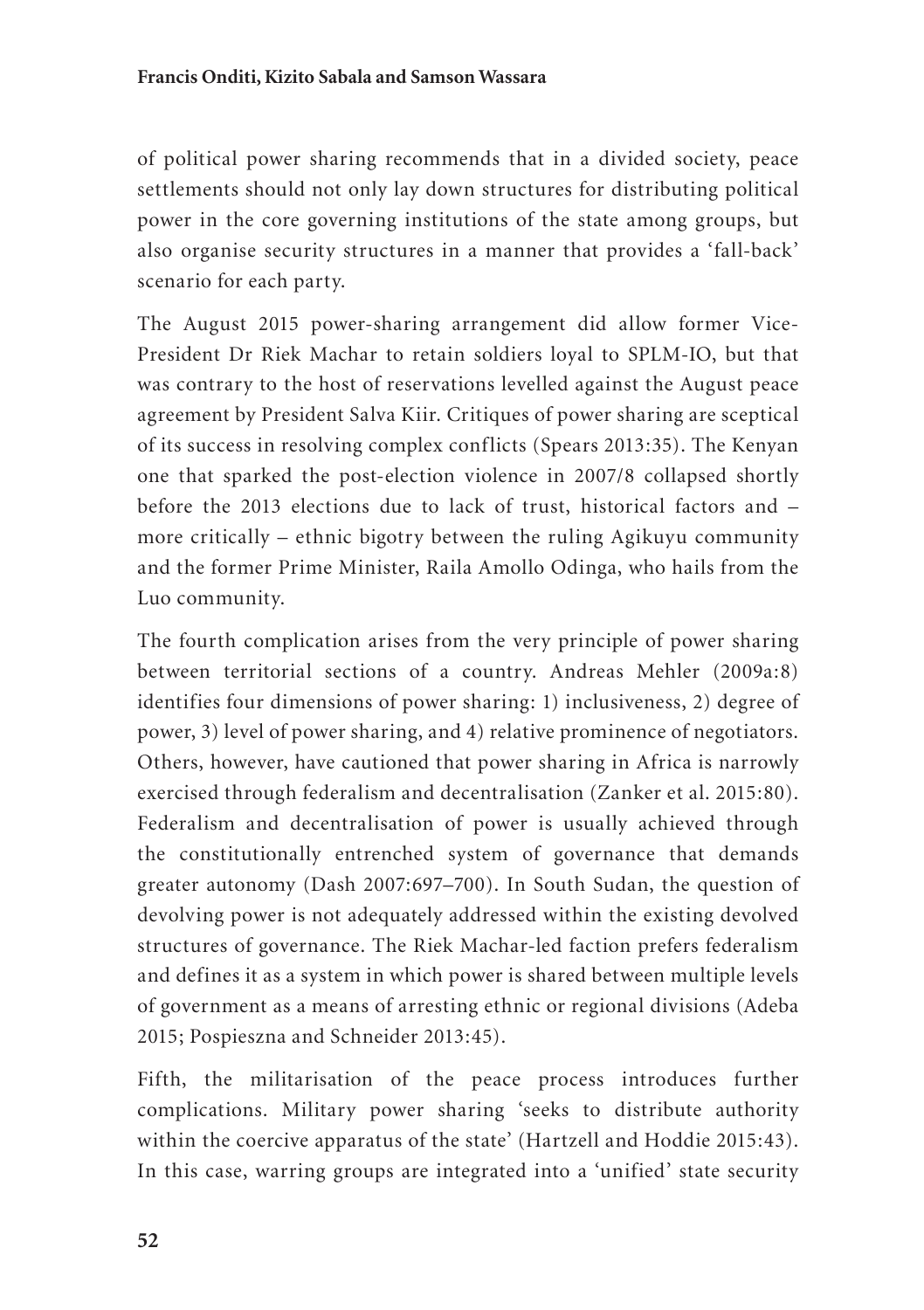of political power sharing recommends that in a divided society, peace settlements should not only lay down structures for distributing political power in the core governing institutions of the state among groups, but also organise security structures in a manner that provides a 'fall-back' scenario for each party.

The August 2015 power-sharing arrangement did allow former Vice-President Dr Riek Machar to retain soldiers loyal to SPLM-IO, but that was contrary to the host of reservations levelled against the August peace agreement by President Salva Kiir. Critiques of power sharing are sceptical of its success in resolving complex conflicts (Spears 2013:35). The Kenyan one that sparked the post-election violence in 2007/8 collapsed shortly before the 2013 elections due to lack of trust, historical factors and – more critically – ethnic bigotry between the ruling Agikuyu community and the former Prime Minister, Raila Amollo Odinga, who hails from the Luo community.

The fourth complication arises from the very principle of power sharing between territorial sections of a country. Andreas Mehler (2009a:8) identifies four dimensions of power sharing: 1) inclusiveness, 2) degree of power, 3) level of power sharing, and 4) relative prominence of negotiators. Others, however, have cautioned that power sharing in Africa is narrowly exercised through federalism and decentralisation (Zanker et al. 2015:80). Federalism and decentralisation of power is usually achieved through the constitutionally entrenched system of governance that demands greater autonomy (Dash 2007:697–700). In South Sudan, the question of devolving power is not adequately addressed within the existing devolved structures of governance. The Riek Machar-led faction prefers federalism and defines it as a system in which power is shared between multiple levels of government as a means of arresting ethnic or regional divisions (Adeba 2015; Pospieszna and Schneider 2013:45).

Fifth, the militarisation of the peace process introduces further complications. Military power sharing 'seeks to distribute authority within the coercive apparatus of the state' (Hartzell and Hoddie 2015:43). In this case, warring groups are integrated into a 'unified' state security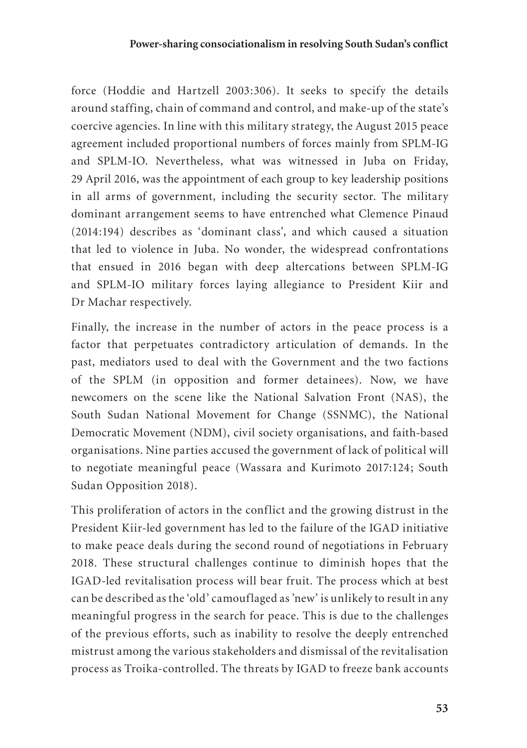force (Hoddie and Hartzell 2003:306). It seeks to specify the details around staffing, chain of command and control, and make-up of the state's coercive agencies. In line with this military strategy, the August 2015 peace agreement included proportional numbers of forces mainly from SPLM-IG and SPLM-IO. Nevertheless, what was witnessed in Juba on Friday, 29 April 2016, was the appointment of each group to key leadership positions in all arms of government, including the security sector. The military dominant arrangement seems to have entrenched what Clemence Pinaud (2014:194) describes as 'dominant class', and which caused a situation that led to violence in Juba. No wonder, the widespread confrontations that ensued in 2016 began with deep altercations between SPLM-IG and SPLM-IO military forces laying allegiance to President Kiir and Dr Machar respectively.

Finally, the increase in the number of actors in the peace process is a factor that perpetuates contradictory articulation of demands. In the past, mediators used to deal with the Government and the two factions of the SPLM (in opposition and former detainees). Now, we have newcomers on the scene like the National Salvation Front (NAS), the South Sudan National Movement for Change (SSNMC), the National Democratic Movement (NDM), civil society organisations, and faith-based organisations. Nine parties accused the government of lack of political will to negotiate meaningful peace (Wassara and Kurimoto 2017:124; South Sudan Opposition 2018).

This proliferation of actors in the conflict and the growing distrust in the President Kiir-led government has led to the failure of the IGAD initiative to make peace deals during the second round of negotiations in February 2018. These structural challenges continue to diminish hopes that the IGAD-led revitalisation process will bear fruit. The process which at best can be described as the 'old' camouflaged as 'new' is unlikely to result in any meaningful progress in the search for peace. This is due to the challenges of the previous efforts, such as inability to resolve the deeply entrenched mistrust among the various stakeholders and dismissal of the revitalisation process as Troika-controlled. The threats by IGAD to freeze bank accounts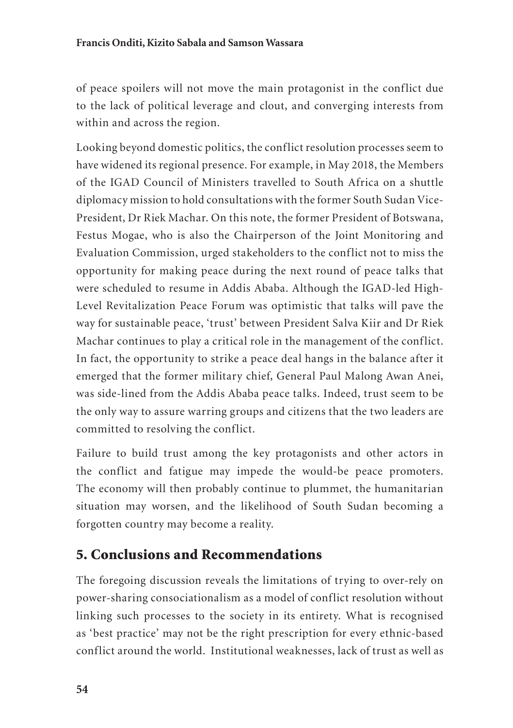of peace spoilers will not move the main protagonist in the conflict due to the lack of political leverage and clout, and converging interests from within and across the region.

Looking beyond domestic politics, the conflict resolution processes seem to have widened its regional presence. For example, in May 2018, the Members of the IGAD Council of Ministers travelled to South Africa on a shuttle diplomacy mission to hold consultations with the former South Sudan Vice-President, Dr Riek Machar. On this note, the former President of Botswana, Festus Mogae, who is also the Chairperson of the Joint Monitoring and Evaluation Commission, urged stakeholders to the conflict not to miss the opportunity for making peace during the next round of peace talks that were scheduled to resume in Addis Ababa. Although the IGAD-led High-Level Revitalization Peace Forum was optimistic that talks will pave the way for sustainable peace, 'trust' between President Salva Kiir and Dr Riek Machar continues to play a critical role in the management of the conflict. In fact, the opportunity to strike a peace deal hangs in the balance after it emerged that the former military chief, General Paul Malong Awan Anei, was side-lined from the Addis Ababa peace talks. Indeed, trust seem to be the only way to assure warring groups and citizens that the two leaders are committed to resolving the conflict.

Failure to build trust among the key protagonists and other actors in the conflict and fatigue may impede the would-be peace promoters. The economy will then probably continue to plummet, the humanitarian situation may worsen, and the likelihood of South Sudan becoming a forgotten country may become a reality.

## 5. Conclusions and Recommendations

The foregoing discussion reveals the limitations of trying to over-rely on power-sharing consociationalism as a model of conflict resolution without linking such processes to the society in its entirety. What is recognised as 'best practice' may not be the right prescription for every ethnic-based conflict around the world. Institutional weaknesses, lack of trust as well as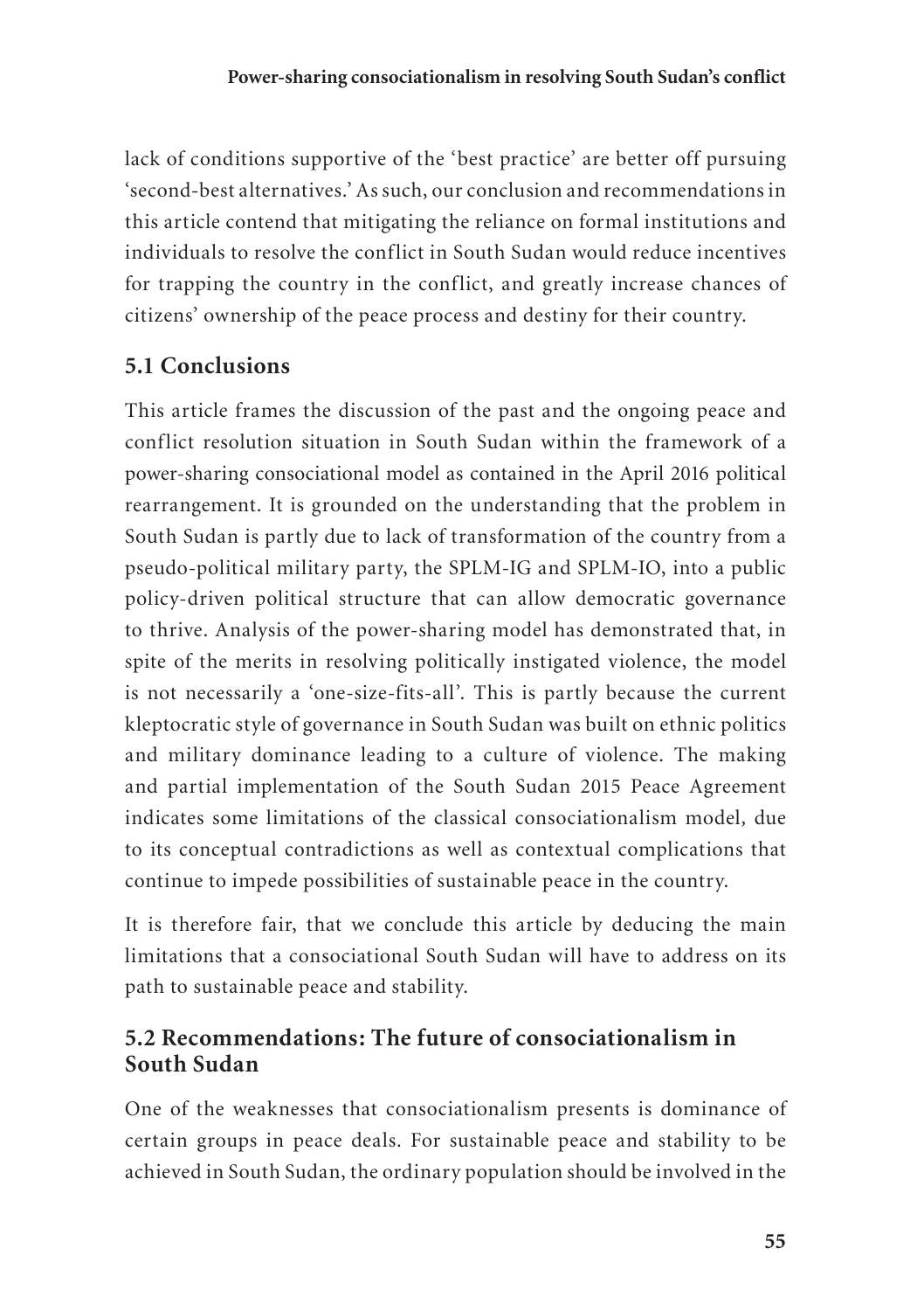lack of conditions supportive of the 'best practice' are better off pursuing 'second-best alternatives.' As such, our conclusion and recommendations in this article contend that mitigating the reliance on formal institutions and individuals to resolve the conflict in South Sudan would reduce incentives for trapping the country in the conflict, and greatly increase chances of citizens' ownership of the peace process and destiny for their country.

## 5.1 Conclusions

This article frames the discussion of the past and the ongoing peace and conflict resolution situation in South Sudan within the framework of a power-sharing consociational model as contained in the April 2016 political rearrangement. It is grounded on the understanding that the problem in South Sudan is partly due to lack of transformation of the country from a pseudo-political military party, the SPLM-IG and SPLM-IO, into a public policy-driven political structure that can allow democratic governance to thrive. Analysis of the power-sharing model has demonstrated that, in spite of the merits in resolving politically instigated violence, the model is not necessarily a 'one-size-fits-all'. This is partly because the current kleptocratic style of governance in South Sudan was built on ethnic politics and military dominance leading to a culture of violence. The making and partial implementation of the South Sudan 2015 Peace Agreement indicates some limitations of the classical consociationalism model, due to its conceptual contradictions as well as contextual complications that continue to impede possibilities of sustainable peace in the country.

It is therefore fair, that we conclude this article by deducing the main limitations that a consociational South Sudan will have to address on its path to sustainable peace and stability.

## 5.2 Recommendations: The future of consociationalism in South Sudan

One of the weaknesses that consociationalism presents is dominance of certain groups in peace deals. For sustainable peace and stability to be achieved in South Sudan, the ordinary population should be involved in the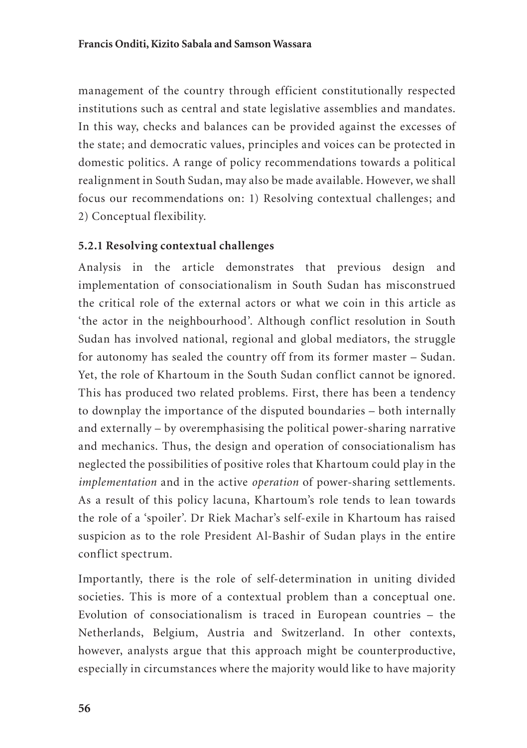management of the country through efficient constitutionally respected institutions such as central and state legislative assemblies and mandates. In this way, checks and balances can be provided against the excesses of the state; and democratic values, principles and voices can be protected in domestic politics. A range of policy recommendations towards a political realignment in South Sudan, may also be made available. However, we shall focus our recommendations on: 1) Resolving contextual challenges; and 2) Conceptual flexibility.

### 5.2.1 Resolving contextual challenges

Analysis in the article demonstrates that previous design and implementation of consociationalism in South Sudan has misconstrued the critical role of the external actors or what we coin in this article as 'the actor in the neighbourhood'. Although conflict resolution in South Sudan has involved national, regional and global mediators, the struggle for autonomy has sealed the country off from its former master – Sudan. Yet, the role of Khartoum in the South Sudan conflict cannot be ignored. This has produced two related problems. First, there has been a tendency to downplay the importance of the disputed boundaries – both internally and externally – by overemphasising the political power-sharing narrative and mechanics. Thus, the design and operation of consociationalism has neglected the possibilities of positive roles that Khartoum could play in the *implementation* and in the active *operation* of power-sharing settlements. As a result of this policy lacuna, Khartoum's role tends to lean towards the role of a 'spoiler'. Dr Riek Machar's self-exile in Khartoum has raised suspicion as to the role President Al-Bashir of Sudan plays in the entire conflict spectrum.

Importantly, there is the role of self-determination in uniting divided societies. This is more of a contextual problem than a conceptual one. Evolution of consociationalism is traced in European countries – the Netherlands, Belgium, Austria and Switzerland. In other contexts, however, analysts argue that this approach might be counterproductive, especially in circumstances where the majority would like to have majority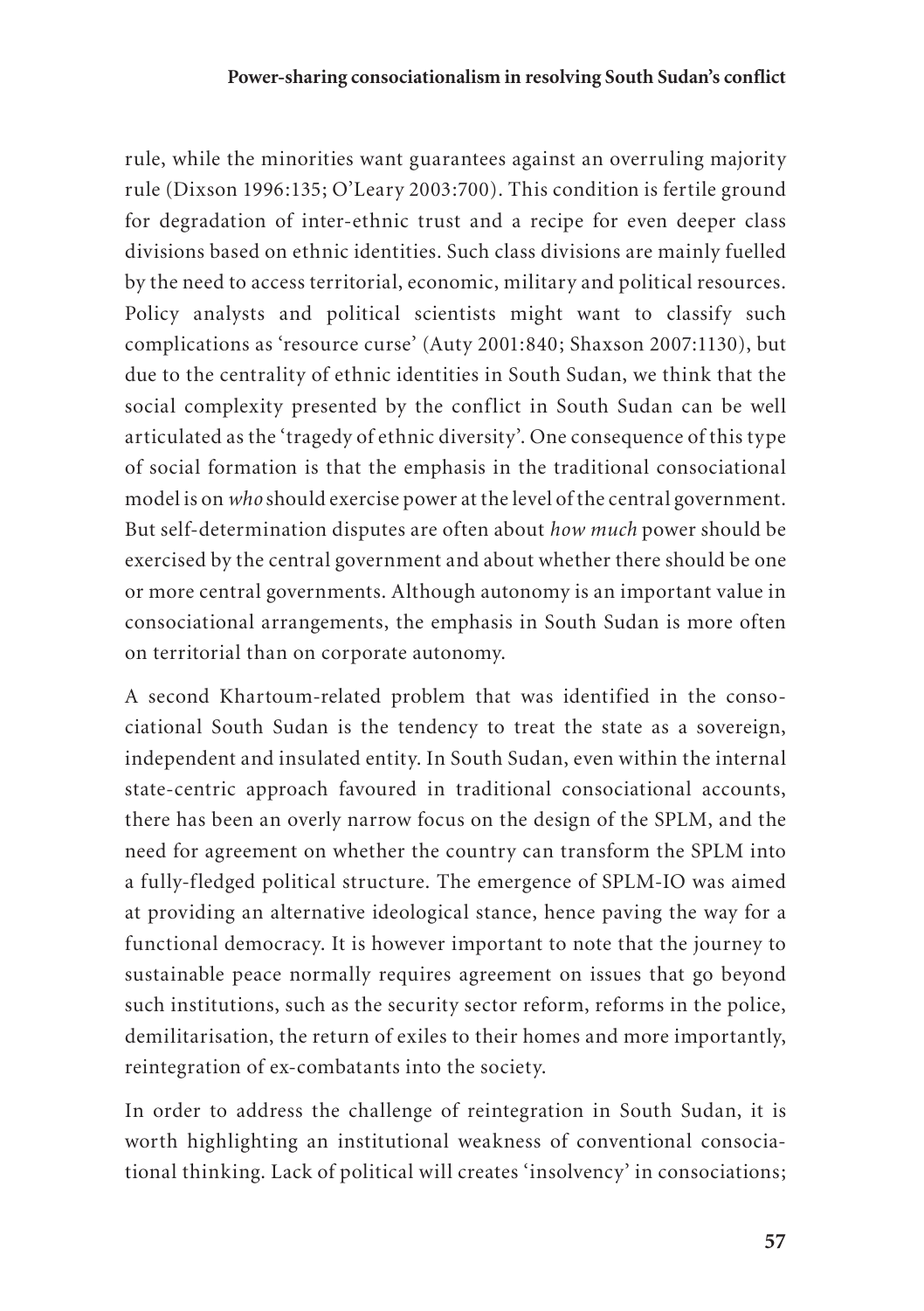rule, while the minorities want guarantees against an overruling majority rule (Dixson 1996:135; O'Leary 2003:700). This condition is fertile ground for degradation of inter-ethnic trust and a recipe for even deeper class divisions based on ethnic identities. Such class divisions are mainly fuelled by the need to access territorial, economic, military and political resources. Policy analysts and political scientists might want to classify such complications as 'resource curse' (Auty 2001:840; Shaxson 2007:1130), but due to the centrality of ethnic identities in South Sudan, we think that the social complexity presented by the conflict in South Sudan can be well articulated as the 'tragedy of ethnic diversity'. One consequence of this type of social formation is that the emphasis in the traditional consociational model is on *who* should exercise power at the level of the central government. But self-determination disputes are often about *how much* power should be exercised by the central government and about whether there should be one or more central governments. Although autonomy is an important value in consociational arrangements, the emphasis in South Sudan is more often on territorial than on corporate autonomy.

A second Khartoum-related problem that was identified in the consociational South Sudan is the tendency to treat the state as a sovereign, independent and insulated entity. In South Sudan, even within the internal state-centric approach favoured in traditional consociational accounts, there has been an overly narrow focus on the design of the SPLM, and the need for agreement on whether the country can transform the SPLM into a fully-fledged political structure. The emergence of SPLM-IO was aimed at providing an alternative ideological stance, hence paving the way for a functional democracy. It is however important to note that the journey to sustainable peace normally requires agreement on issues that go beyond such institutions, such as the security sector reform, reforms in the police, demilitarisation, the return of exiles to their homes and more importantly, reintegration of ex-combatants into the society.

In order to address the challenge of reintegration in South Sudan, it is worth highlighting an institutional weakness of conventional consociational thinking. Lack of political will creates 'insolvency' in consociations;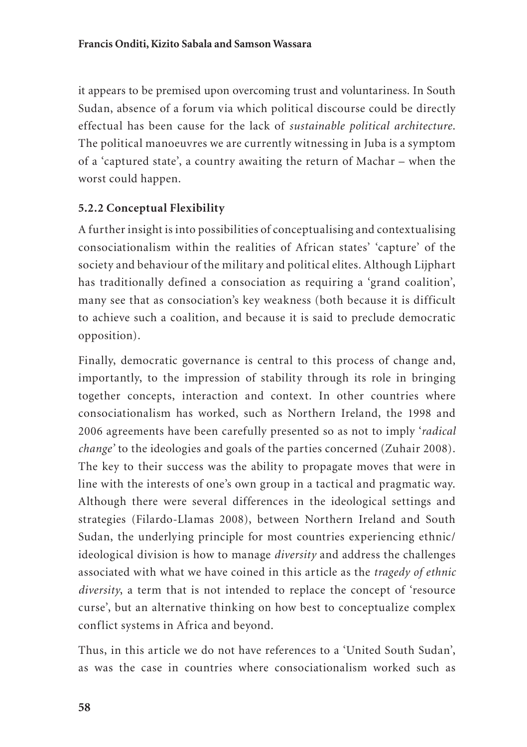it appears to be premised upon overcoming trust and voluntariness. In South Sudan, absence of a forum via which political discourse could be directly effectual has been cause for the lack of *sustainable political architecture*. The political manoeuvres we are currently witnessing in Juba is a symptom of a 'captured state', a country awaiting the return of Machar – when the worst could happen.

### 5.2.2 Conceptual Flexibility

A further insight is into possibilities of conceptualising and contextualising consociationalism within the realities of African states' 'capture' of the society and behaviour of the military and political elites. Although Lijphart has traditionally defined a consociation as requiring a 'grand coalition', many see that as consociation's key weakness (both because it is difficult to achieve such a coalition, and because it is said to preclude democratic opposition).

Finally, democratic governance is central to this process of change and, importantly, to the impression of stability through its role in bringing together concepts, interaction and context. In other countries where consociationalism has worked, such as Northern Ireland, the 1998 and 2006 agreements have been carefully presented so as not to imply '*radical change*' to the ideologies and goals of the parties concerned (Zuhair 2008). The key to their success was the ability to propagate moves that were in line with the interests of one's own group in a tactical and pragmatic way. Although there were several differences in the ideological settings and strategies (Filardo-Llamas 2008), between Northern Ireland and South Sudan, the underlying principle for most countries experiencing ethnic/ideological division is how to manage *diversity* and address the challenges associated with what we have coined in this article as the *tragedy of ethnic diversity*, a term that is not intended to replace the concept of 'resource curse', but an alternative thinking on how best to conceptualize complex conflict systems in Africa and beyond.

Thus, in this article we do not have references to a 'United South Sudan', as was the case in countries where consociationalism worked such as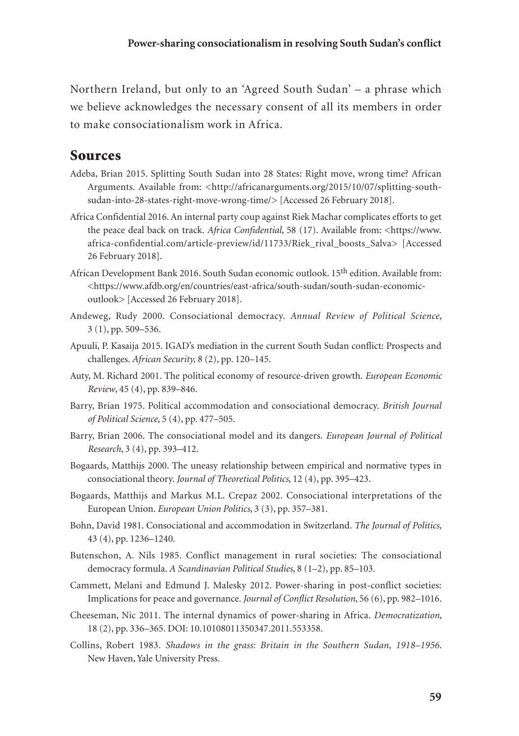Northern Ireland, but only to an 'Agreed South Sudan' – a phrase which we believe acknowledges the necessary consent of all its members in order to make consociationalism work in Africa.

## Sources

Adeba, Brian 2015. Splitting South Sudan into 28 States: Right move, wrong time? African Arguments. Available from: <http://africanarguments.org/2015/10/07/splitting-south-sudan-into-28-states-right-move-wrong-time/> [Accessed 26 February 2018].

Africa Confidential 2016. An internal party coup against Riek Machar complicates efforts to get the peace deal back on track. *Africa Confidential*, 58 (17). Available from: <https://www.africa-confidential.com/article-preview/id/11733/Riek_rival_boosts_Salva> [Accessed 26 February 2018].

African Development Bank 2016. South Sudan economic outlook. 15th edition. Available from: <https://www.afdb.org/en/countries/east-africa/south-sudan/south-sudan-economic-outlook> [Accessed 26 February 2018].

Andeweg, Rudy 2000. Consociational democracy. *Annual Review of Political Science*, 3 (1), pp. 509–536.

Apuuli, P. Kasaija 2015. IGAD's mediation in the current South Sudan conflict: Prospects and challenges. *African Security,* 8 (2), pp. 120–145.

Auty, M. Richard 2001. The political economy of resource-driven growth. *European Economic Review*, 45 (4), pp. 839–846.

Barry, Brian 1975. Political accommodation and consociational democracy. *British Journal of Political Science*, 5 (4), pp. 477–505.

Barry, Brian 2006. The consociational model and its dangers. *European Journal of Political Research*, 3 (4), pp. 393–412.

Bogaards, Matthijs 2000. The uneasy relationship between empirical and normative types in consociational theory. *Journal of Theoretical Politics*, 12 (4), pp. 395–423.

Bogaards, Matthijs and Markus M.L. Crepaz 2002. Consociational interpretations of the European Union. *European Union Politics*, 3 (3), pp. 357–381.

Bohn, David 1981. Consociational and accommodation in Switzerland. *The Journal of Politics,* 43 (4), pp. 1236–1240.

Butenschon, A. Nils 1985. Conflict management in rural societies: The consociational democracy formula. *A Scandinavian Political Studies*, 8 (1–2), pp. 85–103.

Cammett, Melani and Edmund J. Malesky 2012. Power-sharing in post-conflict societies: Implications for peace and governance. *Journal of Conflict Resolution*, 56 (6), pp. 982–1016.

Cheeseman, Nic 2011. The internal dynamics of power-sharing in Africa. *Democratization*, 18 (2), pp. 336–365. DOI: 10.10108011350347.2011.553358.

Collins, Robert 1983. *Shadows in the grass: Britain in the Southern Sudan, 1918–1956*. New Haven, Yale University Press.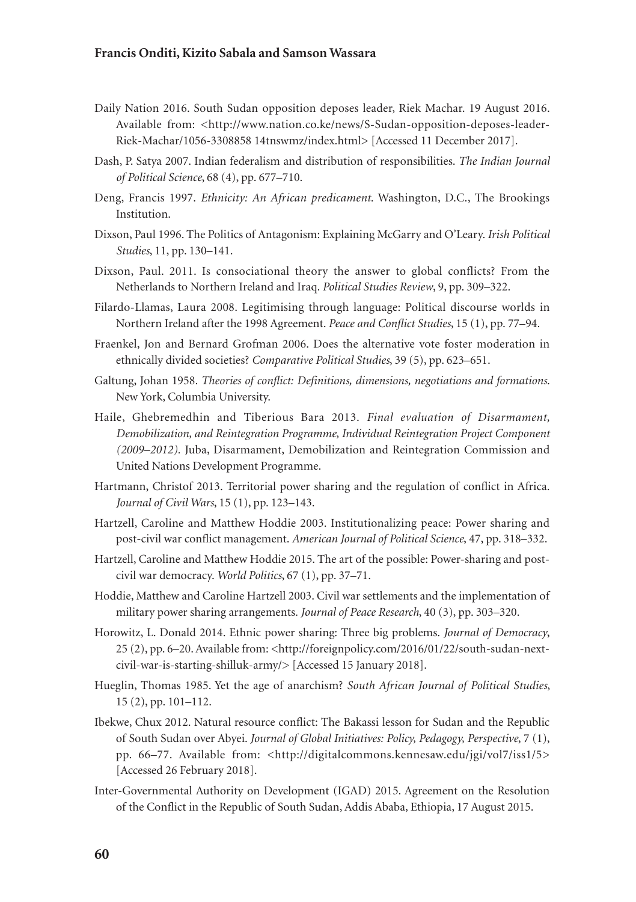Daily Nation 2016. South Sudan opposition deposes leader, Riek Machar. 19 August 2016. Available from: <http://www.nation.co.ke/news/S-Sudan-opposition-deposes-leader-Riek-Machar/1056-3308858 14tnswmz/index.html> [Accessed 11 December 2017].

Dash, P. Satya 2007. Indian federalism and distribution of responsibilities. *The Indian Journal of Political Science*, 68 (4), pp. 677–710.

Deng, Francis 1997. *Ethnicity: An African predicament*. Washington, D.C., The Brookings Institution.

Dixson, Paul 1996. The Politics of Antagonism: Explaining McGarry and O'Leary. *Irish Political Studies*, 11, pp. 130–141.

Dixson, Paul. 2011. Is consociational theory the answer to global conflicts? From the Netherlands to Northern Ireland and Iraq. *Political Studies Review*, 9, pp. 309–322.

Filardo-Llamas, Laura 2008. Legitimising through language: Political discourse worlds in Northern Ireland after the 1998 Agreement. *Peace and Conflict Studies*, 15 (1), pp. 77–94.

Fraenkel, Jon and Bernard Grofman 2006. Does the alternative vote foster moderation in ethnically divided societies? *Comparative Political Studies*, 39 (5), pp. 623–651.

Galtung, Johan 1958. *Theories of conflict: Definitions, dimensions, negotiations and formations*. New York, Columbia University.

Haile, Ghebremedhin and Tiberious Bara 2013. *Final evaluation of Disarmament, Demobilization, and Reintegration Programme, Individual Reintegration Project Component (2009–2012)*. Juba, Disarmament, Demobilization and Reintegration Commission and United Nations Development Programme.

Hartmann, Christof 2013. Territorial power sharing and the regulation of conflict in Africa. *Journal of Civil Wars*, 15 (1), pp. 123–143.

Hartzell, Caroline and Matthew Hoddie 2003. Institutionalizing peace: Power sharing and post-civil war conflict management. *American Journal of Political Science*, 47, pp. 318–332.

Hartzell, Caroline and Matthew Hoddie 2015. The art of the possible: Power-sharing and post-civil war democracy. *World Politics*, 67 (1), pp. 37–71.

Hoddie, Matthew and Caroline Hartzell 2003. Civil war settlements and the implementation of military power sharing arrangements. *Journal of Peace Research*, 40 (3), pp. 303–320.

Horowitz, L. Donald 2014. Ethnic power sharing: Three big problems. *Journal of Democracy*, 25 (2), pp. 6–20. Available from: <http://foreignpolicy.com/2016/01/22/south-sudan-next-civil-war-is-starting-shilluk-army/> [Accessed 15 January 2018].

Hueglin, Thomas 1985. Yet the age of anarchism? *South African Journal of Political Studies*, 15 (2), pp. 101–112.

Ibekwe, Chux 2012. Natural resource conflict: The Bakassi lesson for Sudan and the Republic of South Sudan over Abyei. *Journal of Global Initiatives: Policy, Pedagogy, Perspective*, 7 (1), pp. 66–77. Available from: <http://digitalcommons.kennesaw.edu/jgi/vol7/iss1/5> [Accessed 26 February 2018].

Inter-Governmental Authority on Development (IGAD) 2015. Agreement on the Resolution of the Conflict in the Republic of South Sudan, Addis Ababa, Ethiopia, 17 August 2015.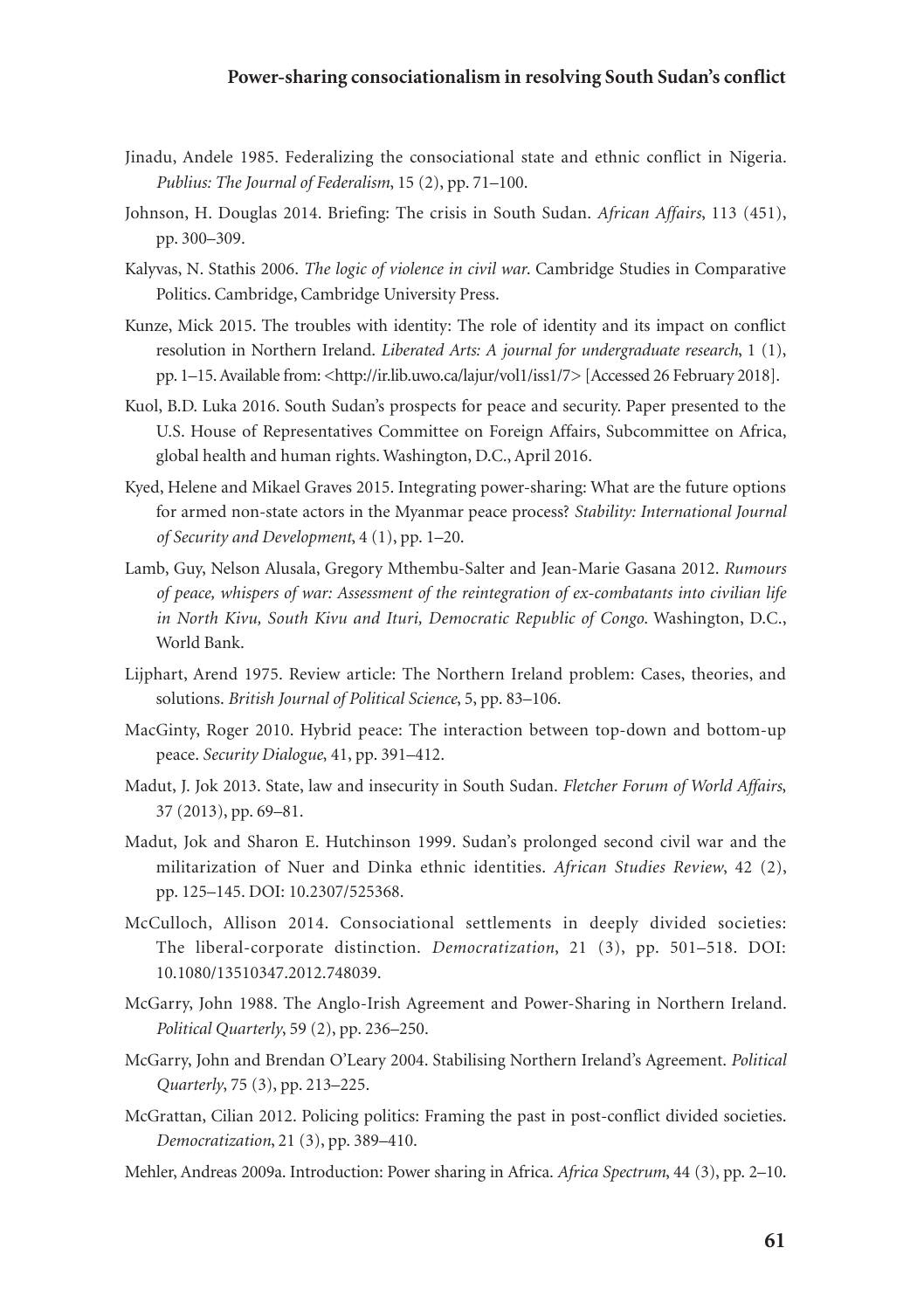Jinadu, Andele 1985. Federalizing the consociational state and ethnic conflict in Nigeria. *Publius: The Journal of Federalism*, 15 (2), pp. 71–100.

Johnson, H. Douglas 2014. Briefing: The crisis in South Sudan. *African Affairs*, 113 (451), pp. 300–309.

Kalyvas, N. Stathis 2006. *The logic of violence in civil war*. Cambridge Studies in Comparative Politics. Cambridge, Cambridge University Press.

Kunze, Mick 2015. The troubles with identity: The role of identity and its impact on conflict resolution in Northern Ireland. *Liberated Arts: A journal for undergraduate research*, 1 (1), pp. 1–15. Available from: <http://ir.lib.uwo.ca/lajur/vol1/iss1/7> [Accessed 26 February 2018].

Kuol, B.D. Luka 2016. South Sudan's prospects for peace and security. Paper presented to the U.S. House of Representatives Committee on Foreign Affairs, Subcommittee on Africa, global health and human rights. Washington, D.C., April 2016.

Kyed, Helene and Mikael Graves 2015. Integrating power-sharing: What are the future options for armed non-state actors in the Myanmar peace process? *Stability: International Journal of Security and Development*, 4 (1), pp. 1–20.

Lamb, Guy, Nelson Alusala, Gregory Mthembu-Salter and Jean-Marie Gasana 2012. *Rumours of peace, whispers of war: Assessment of the reintegration of ex-combatants into civilian life in North Kivu, South Kivu and Ituri, Democratic Republic of Congo*. Washington, D.C., World Bank.

Lijphart, Arend 1975. Review article: The Northern Ireland problem: Cases, theories, and solutions. *British Journal of Political Science*, 5, pp. 83–106.

MacGinty, Roger 2010. Hybrid peace: The interaction between top-down and bottom-up peace. *Security Dialogue*, 41, pp. 391–412.

Madut, J. Jok 2013. State, law and insecurity in South Sudan. *Fletcher Forum of World Affairs*, 37 (2013), pp. 69–81.

Madut, Jok and Sharon E. Hutchinson 1999. Sudan's prolonged second civil war and the militarization of Nuer and Dinka ethnic identities. *African Studies Review*, 42 (2), pp. 125–145. DOI: 10.2307/525368.

McCulloch, Allison 2014. Consociational settlements in deeply divided societies: The liberal-corporate distinction. *Democratization*, 21 (3), pp. 501–518. DOI: 10.1080/13510347.2012.748039.

McGarry, John 1988. The Anglo-Irish Agreement and Power-Sharing in Northern Ireland. *Political Quarterly*, 59 (2), pp. 236–250.

McGarry, John and Brendan O'Leary 2004. Stabilising Northern Ireland's Agreement. *Political Quarterly*, 75 (3), pp. 213–225.

McGrattan, Cilian 2012. Policing politics: Framing the past in post-conflict divided societies. *Democratization*, 21 (3), pp. 389–410.

Mehler, Andreas 2009a. Introduction: Power sharing in Africa. *Africa Spectrum*, 44 (3), pp. 2–10.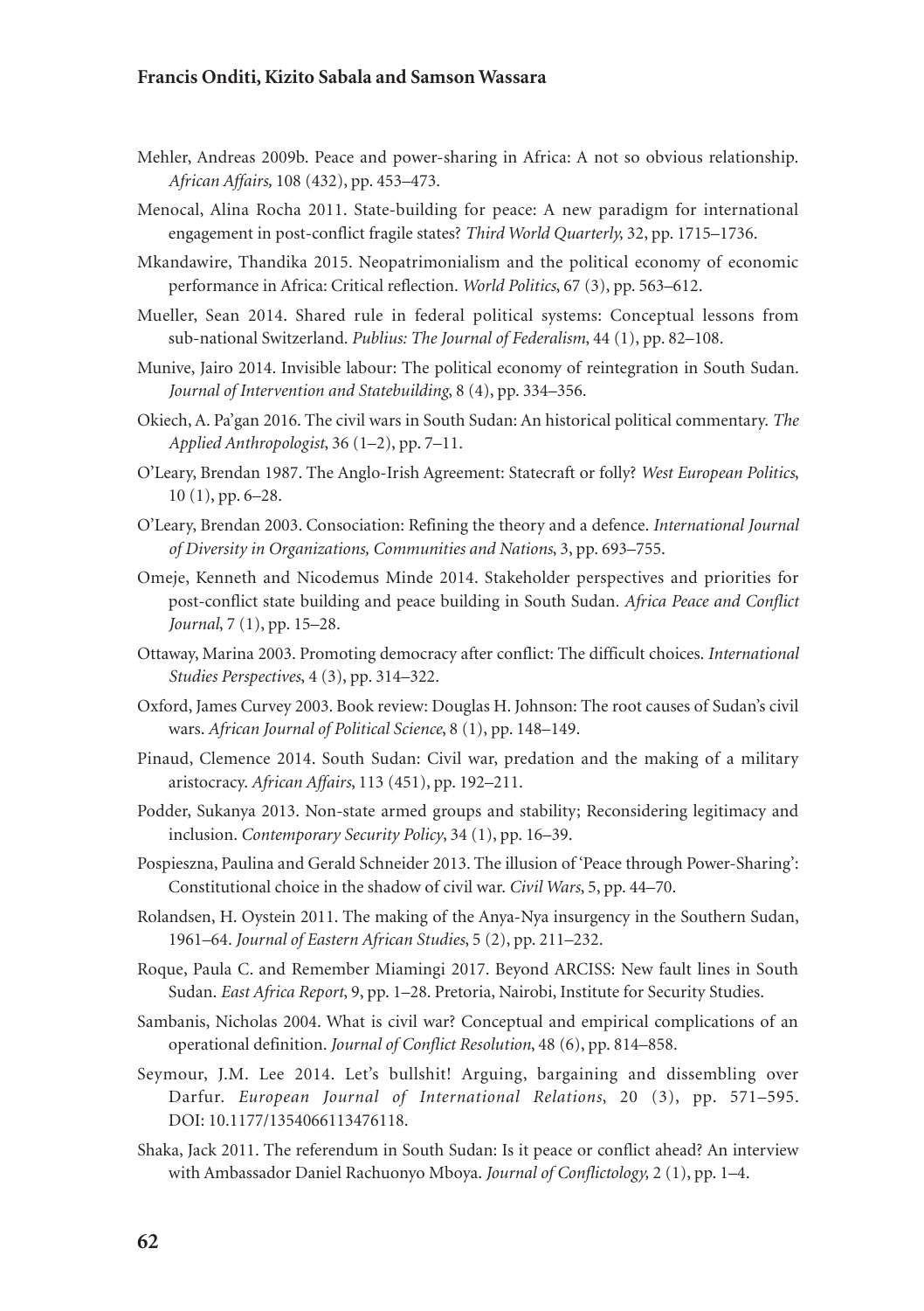Mehler, Andreas 2009b. Peace and power-sharing in Africa: A not so obvious relationship. *African Affairs,* 108 (432), pp. 453–473.

Menocal, Alina Rocha 2011. State-building for peace: A new paradigm for international engagement in post-conflict fragile states? *Third World Quarterly,* 32, pp. 1715–1736.

Mkandawire, Thandika 2015. Neopatrimonialism and the political economy of economic performance in Africa: Critical reflection. *World Politics*, 67 (3), pp. 563–612.

Mueller, Sean 2014. Shared rule in federal political systems: Conceptual lessons from sub-national Switzerland. *Publius: The Journal of Federalism*, 44 (1), pp. 82–108.

Munive, Jairo 2014. Invisible labour: The political economy of reintegration in South Sudan. *Journal of Intervention and Statebuilding*, 8 (4), pp. 334–356.

Okiech, A. Pa'gan 2016. The civil wars in South Sudan: An historical political commentary. *The Applied Anthropologist*, 36 (1–2), pp. 7–11.

O'Leary, Brendan 1987. The Anglo-Irish Agreement: Statecraft or folly? *West European Politics*, 10 (1), pp. 6–28.

O'Leary, Brendan 2003. Consociation: Refining the theory and a defence. *International Journal of Diversity in Organizations, Communities and Nations*, 3, pp. 693–755.

Omeje, Kenneth and Nicodemus Minde 2014. Stakeholder perspectives and priorities for post-conflict state building and peace building in South Sudan. *Africa Peace and Conflict Journal*, 7 (1), pp. 15–28.

Ottaway, Marina 2003. Promoting democracy after conflict: The difficult choices. *International Studies Perspectives*, 4 (3), pp. 314–322.

Oxford, James Curvey 2003. Book review: Douglas H. Johnson: The root causes of Sudan's civil wars. *African Journal of Political Science*, 8 (1), pp. 148–149.

Pinaud, Clemence 2014. South Sudan: Civil war, predation and the making of a military aristocracy. *African Affairs*, 113 (451), pp. 192–211.

Podder, Sukanya 2013. Non-state armed groups and stability; Reconsidering legitimacy and inclusion. *Contemporary Security Policy*, 34 (1), pp. 16–39.

Pospieszna, Paulina and Gerald Schneider 2013. The illusion of 'Peace through Power-Sharing': Constitutional choice in the shadow of civil war. *Civil Wars*, 5, pp. 44–70.

Rolandsen, H. Oystein 2011. The making of the Anya-Nya insurgency in the Southern Sudan, 1961–64. *Journal of Eastern African Studies*, 5 (2), pp. 211–232.

Roque, Paula C. and Remember Miamingi 2017. Beyond ARCISS: New fault lines in South Sudan. *East Africa Report*, 9, pp. 1–28. Pretoria, Nairobi, Institute for Security Studies.

Sambanis, Nicholas 2004. What is civil war? Conceptual and empirical complications of an operational definition. *Journal of Conflict Resolution*, 48 (6), pp. 814–858.

Seymour, J.M. Lee 2014. Let's bullshit! Arguing, bargaining and dissembling over Darfur. *European Journal of International Relations*, 20 (3), pp. 571–595. DOI: 10.1177/1354066113476118.

Shaka, Jack 2011. The referendum in South Sudan: Is it peace or conflict ahead? An interview with Ambassador Daniel Rachuonyo Mboya. *Journal of Conflictology,* 2 (1), pp. 1–4.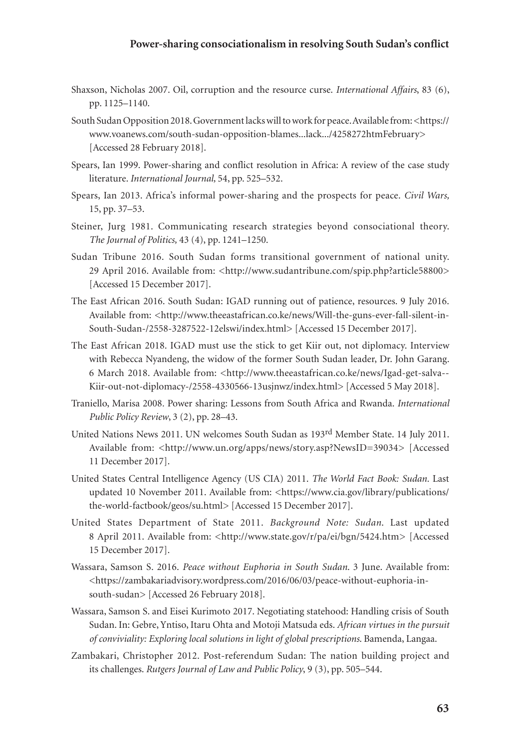Shaxson, Nicholas 2007. Oil, corruption and the resource curse. *International Affairs*, 83 (6), pp. 1125–1140.

South Sudan Opposition 2018. Government lacks will to work for peace. Available from: <https://www.voanews.com/south-sudan-opposition-blames...lack.../4258272htmFebruary> [Accessed 28 February 2018].

Spears, Ian 1999. Power-sharing and conflict resolution in Africa: A review of the case study literature. *International Journal,* 54, pp. 525–532.

Spears, Ian 2013. Africa's informal power-sharing and the prospects for peace. *Civil Wars,* 15, pp. 37–53.

Steiner, Jurg 1981. Communicating research strategies beyond consociational theory. *The Journal of Politics,* 43 (4), pp. 1241–1250.

Sudan Tribune 2016. South Sudan forms transitional government of national unity. 29 April 2016. Available from: <http://www.sudantribune.com/spip.php?article58800> [Accessed 15 December 2017].

The East African 2016. South Sudan: IGAD running out of patience, resources. 9 July 2016. Available from: <http://www.theeastafrican.co.ke/news/Will-the-guns-ever-fall-silent-in-South-Sudan-/2558-3287522-12elswi/index.html> [Accessed 15 December 2017].

The East African 2018. IGAD must use the stick to get Kiir out, not diplomacy. Interview with Rebecca Nyandeng, the widow of the former South Sudan leader, Dr. John Garang. 6 March 2018. Available from: <http://www.theeastafrican.co.ke/news/Igad-get-salva--Kiir-out-not-diplomacy-/2558-4330566-13usjnwz/index.html> [Accessed 5 May 2018].

Traniello, Marisa 2008. Power sharing: Lessons from South Africa and Rwanda. *International Public Policy Review*, 3 (2), pp. 28–43.

United Nations News 2011. UN welcomes South Sudan as 193rd Member State. 14 July 2011. Available from: <http://www.un.org/apps/news/story.asp?NewsID=39034> [Accessed 11 December 2017].

United States Central Intelligence Agency (US CIA) 2011. *The World Fact Book: Sudan.* Last updated 10 November 2011. Available from: <https://www.cia.gov/library/publications/the-world-factbook/geos/su.html> [Accessed 15 December 2017].

United States Department of State 2011. *Background Note: Sudan.* Last updated 8 April 2011. Available from: <http://www.state.gov/r/pa/ei/bgn/5424.htm> [Accessed 15 December 2017].

Wassara, Samson S. 2016. *Peace without Euphoria in South Sudan.* 3 June. Available from: <https://zambakariadvisory.wordpress.com/2016/06/03/peace-without-euphoria-in-south-sudan> [Accessed 26 February 2018].

Wassara, Samson S. and Eisei Kurimoto 2017. Negotiating statehood: Handling crisis of South Sudan. In: Gebre, Yntiso, Itaru Ohta and Motoji Matsuda eds. *African virtues in the pursuit of conviviality: Exploring local solutions in light of global prescriptions.* Bamenda, Langaa.

Zambakari, Christopher 2012. Post-referendum Sudan: The nation building project and its challenges. *Rutgers Journal of Law and Public Policy*, 9 (3), pp. 505–544.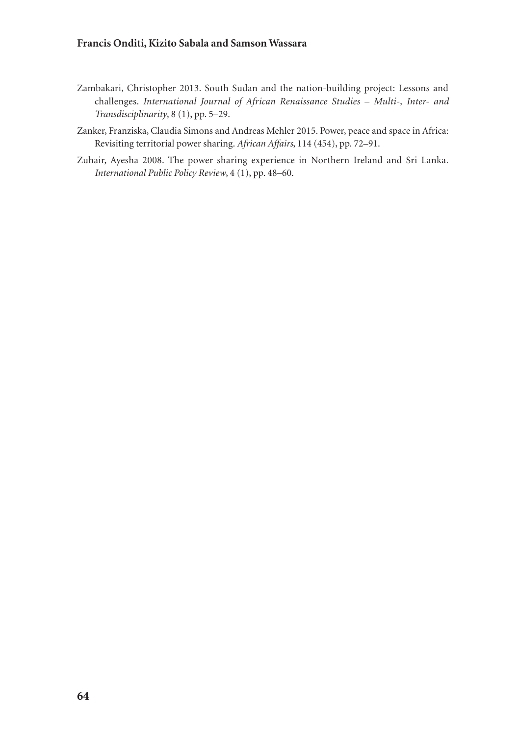Zambakari, Christopher 2013. South Sudan and the nation-building project: Lessons and challenges. *International Journal of African Renaissance Studies – Multi-, Inter- and Transdisciplinarity*, 8 (1), pp. 5–29.

Zanker, Franziska, Claudia Simons and Andreas Mehler 2015. Power, peace and space in Africa: Revisiting territorial power sharing. *African Affairs*, 114 (454), pp. 72–91.

Zuhair, Ayesha 2008. The power sharing experience in Northern Ireland and Sri Lanka. *International Public Policy Review*, 4 (1), pp. 48–60.